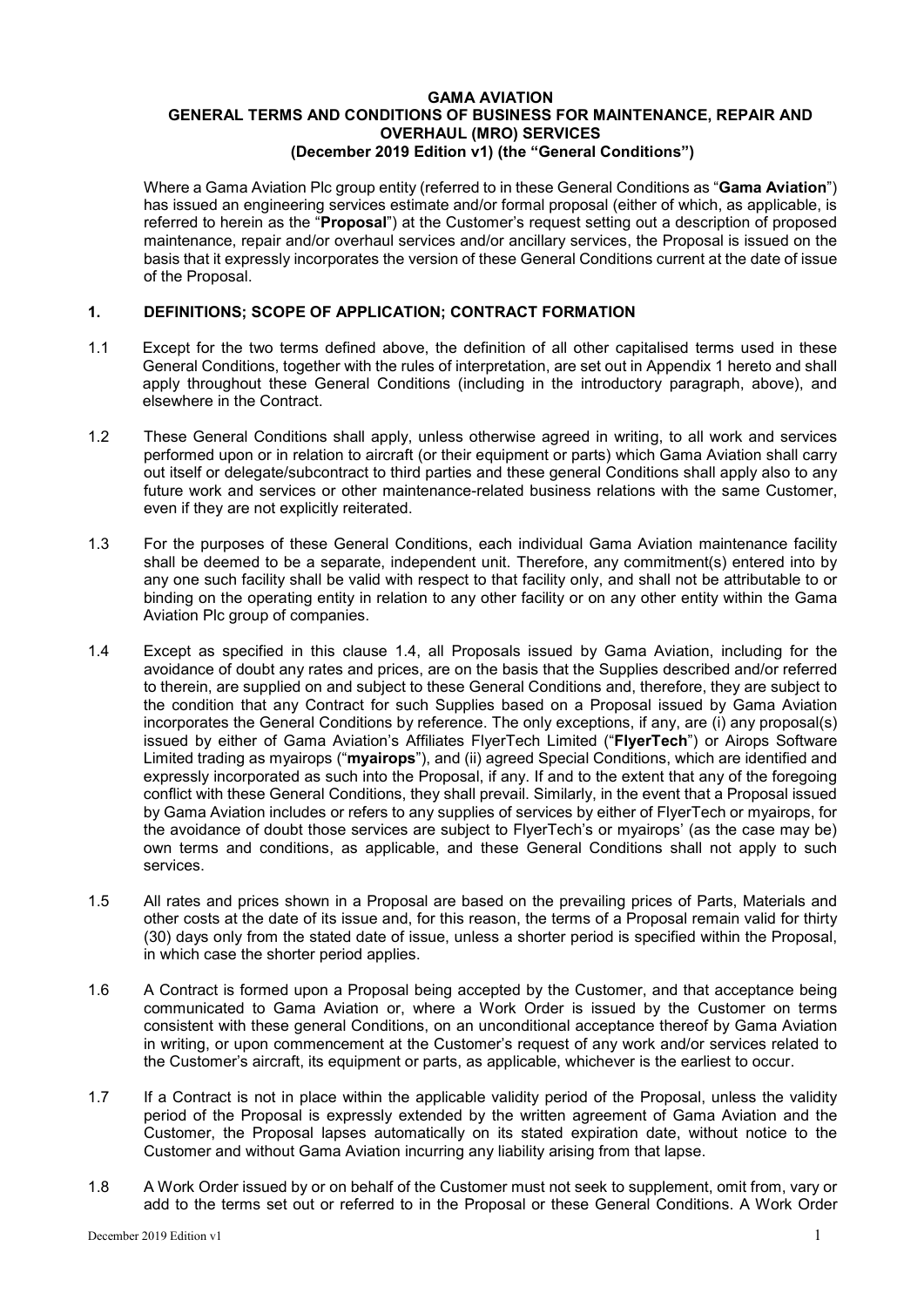# GAMA AVIATION
# GENERAL TERMS AND CONDITIONS OF BUSINESS FOR MAINTENANCE, REPAIR AND OVERHAUL (MRO) SERVICES
## (December 2019 Edition v1) (the "General Conditions")

Where a Gama Aviation Plc group entity (referred to in these General Conditions as "**Gama Aviation**") has issued an engineering services estimate and/or formal proposal (either of which, as applicable, is referred to herein as the "**Proposal**") at the Customer's request setting out a description of proposed maintenance, repair and/or overhaul services and/or ancillary services, the Proposal is issued on the basis that it expressly incorporates the version of these General Conditions current at the date of issue of the Proposal.

## 1. DEFINITIONS; SCOPE OF APPLICATION; CONTRACT FORMATION

1.1 Except for the two terms defined above, the definition of all other capitalised terms used in these General Conditions, together with the rules of interpretation, are set out in Appendix 1 hereto and shall apply throughout these General Conditions (including in the introductory paragraph, above), and elsewhere in the Contract.

1.2 These General Conditions shall apply, unless otherwise agreed in writing, to all work and services performed upon or in relation to aircraft (or their equipment or parts) which Gama Aviation shall carry out itself or delegate/subcontract to third parties and these general Conditions shall apply also to any future work and services or other maintenance-related business relations with the same Customer, even if they are not explicitly reiterated.

1.3 For the purposes of these General Conditions, each individual Gama Aviation maintenance facility shall be deemed to be a separate, independent unit. Therefore, any commitment(s) entered into by any one such facility shall be valid with respect to that facility only, and shall not be attributable to or binding on the operating entity in relation to any other facility or on any other entity within the Gama Aviation Plc group of companies.

1.4 Except as specified in this clause 1.4, all Proposals issued by Gama Aviation, including for the avoidance of doubt any rates and prices, are on the basis that the Supplies described and/or referred to therein, are supplied on and subject to these General Conditions and, therefore, they are subject to the condition that any Contract for such Supplies based on a Proposal issued by Gama Aviation incorporates the General Conditions by reference. The only exceptions, if any, are (i) any proposal(s) issued by either of Gama Aviation's Affiliates FlyerTech Limited ("**FlyerTech**") or Airops Software Limited trading as myairops ("**myairops**"), and (ii) agreed Special Conditions, which are identified and expressly incorporated as such into the Proposal, if any. If and to the extent that any of the foregoing conflict with these General Conditions, they shall prevail. Similarly, in the event that a Proposal issued by Gama Aviation includes or refers to any supplies of services by either of FlyerTech or myairops, for the avoidance of doubt those services are subject to FlyerTech's or myairops' (as the case may be) own terms and conditions, as applicable, and these General Conditions shall not apply to such services.

1.5 All rates and prices shown in a Proposal are based on the prevailing prices of Parts, Materials and other costs at the date of its issue and, for this reason, the terms of a Proposal remain valid for thirty (30) days only from the stated date of issue, unless a shorter period is specified within the Proposal, in which case the shorter period applies.

1.6 A Contract is formed upon a Proposal being accepted by the Customer, and that acceptance being communicated to Gama Aviation or, where a Work Order is issued by the Customer on terms consistent with these general Conditions, on an unconditional acceptance thereof by Gama Aviation in writing, or upon commencement at the Customer's request of any work and/or services related to the Customer's aircraft, its equipment or parts, as applicable, whichever is the earliest to occur.

1.7 If a Contract is not in place within the applicable validity period of the Proposal, unless the validity period of the Proposal is expressly extended by the written agreement of Gama Aviation and the Customer, the Proposal lapses automatically on its stated expiration date, without notice to the Customer and without Gama Aviation incurring any liability arising from that lapse.

1.8 A Work Order issued by or on behalf of the Customer must not seek to supplement, omit from, vary or add to the terms set out or referred to in the Proposal or these General Conditions. A Work Order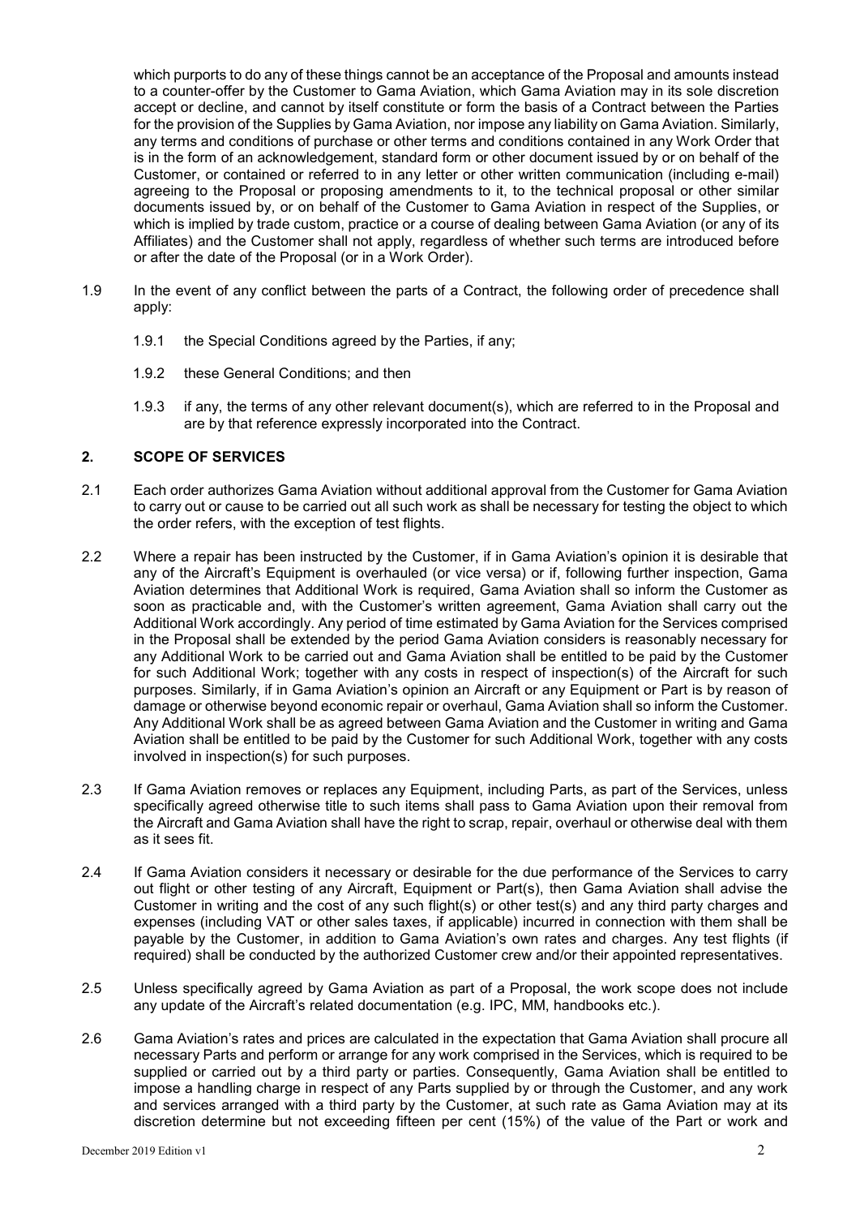which purports to do any of these things cannot be an acceptance of the Proposal and amounts instead to a counter-offer by the Customer to Gama Aviation, which Gama Aviation may in its sole discretion accept or decline, and cannot by itself constitute or form the basis of a Contract between the Parties for the provision of the Supplies by Gama Aviation, nor impose any liability on Gama Aviation. Similarly, any terms and conditions of purchase or other terms and conditions contained in any Work Order that is in the form of an acknowledgement, standard form or other document issued by or on behalf of the Customer, or contained or referred to in any letter or other written communication (including e-mail) agreeing to the Proposal or proposing amendments to it, to the technical proposal or other similar documents issued by, or on behalf of the Customer to Gama Aviation in respect of the Supplies, or which is implied by trade custom, practice or a course of dealing between Gama Aviation (or any of its Affiliates) and the Customer shall not apply, regardless of whether such terms are introduced before or after the date of the Proposal (or in a Work Order).

1.9 In the event of any conflict between the parts of a Contract, the following order of precedence shall apply:

1.9.1 the Special Conditions agreed by the Parties, if any;

1.9.2 these General Conditions; and then

1.9.3 if any, the terms of any other relevant document(s), which are referred to in the Proposal and are by that reference expressly incorporated into the Contract.

## 2. SCOPE OF SERVICES

2.1 Each order authorizes Gama Aviation without additional approval from the Customer for Gama Aviation to carry out or cause to be carried out all such work as shall be necessary for testing the object to which the order refers, with the exception of test flights.

2.2 Where a repair has been instructed by the Customer, if in Gama Aviation's opinion it is desirable that any of the Aircraft's Equipment is overhauled (or vice versa) or if, following further inspection, Gama Aviation determines that Additional Work is required, Gama Aviation shall so inform the Customer as soon as practicable and, with the Customer's written agreement, Gama Aviation shall carry out the Additional Work accordingly. Any period of time estimated by Gama Aviation for the Services comprised in the Proposal shall be extended by the period Gama Aviation considers is reasonably necessary for any Additional Work to be carried out and Gama Aviation shall be entitled to be paid by the Customer for such Additional Work; together with any costs in respect of inspection(s) of the Aircraft for such purposes. Similarly, if in Gama Aviation's opinion an Aircraft or any Equipment or Part is by reason of damage or otherwise beyond economic repair or overhaul, Gama Aviation shall so inform the Customer. Any Additional Work shall be as agreed between Gama Aviation and the Customer in writing and Gama Aviation shall be entitled to be paid by the Customer for such Additional Work, together with any costs involved in inspection(s) for such purposes.

2.3 If Gama Aviation removes or replaces any Equipment, including Parts, as part of the Services, unless specifically agreed otherwise title to such items shall pass to Gama Aviation upon their removal from the Aircraft and Gama Aviation shall have the right to scrap, repair, overhaul or otherwise deal with them as it sees fit.

2.4 If Gama Aviation considers it necessary or desirable for the due performance of the Services to carry out flight or other testing of any Aircraft, Equipment or Part(s), then Gama Aviation shall advise the Customer in writing and the cost of any such flight(s) or other test(s) and any third party charges and expenses (including VAT or other sales taxes, if applicable) incurred in connection with them shall be payable by the Customer, in addition to Gama Aviation's own rates and charges. Any test flights (if required) shall be conducted by the authorized Customer crew and/or their appointed representatives.

2.5 Unless specifically agreed by Gama Aviation as part of a Proposal, the work scope does not include any update of the Aircraft's related documentation (e.g. IPC, MM, handbooks etc.).

2.6 Gama Aviation's rates and prices are calculated in the expectation that Gama Aviation shall procure all necessary Parts and perform or arrange for any work comprised in the Services, which is required to be supplied or carried out by a third party or parties. Consequently, Gama Aviation shall be entitled to impose a handling charge in respect of any Parts supplied by or through the Customer, and any work and services arranged with a third party by the Customer, at such rate as Gama Aviation may at its discretion determine but not exceeding fifteen per cent (15%) of the value of the Part or work and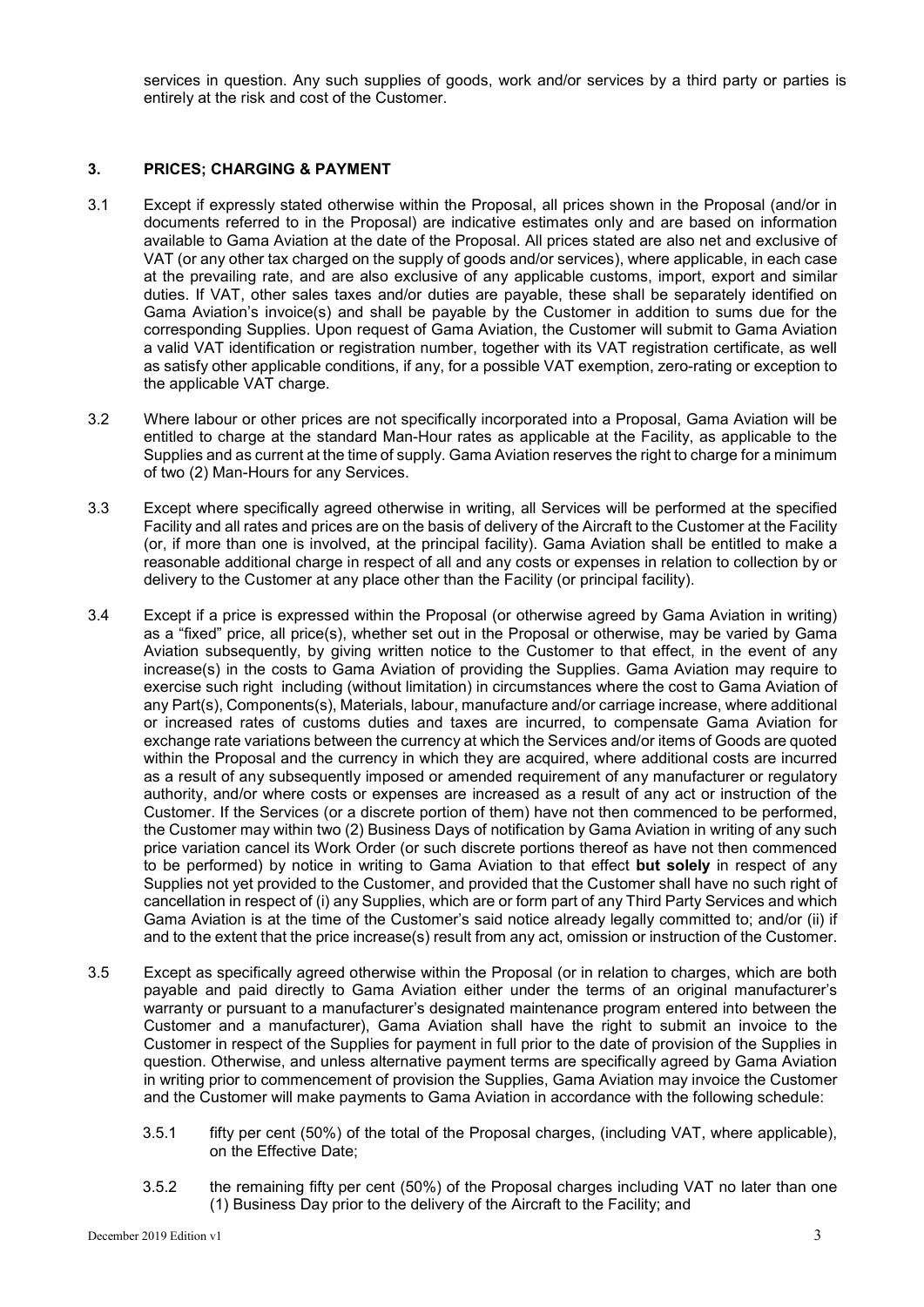services in question. Any such supplies of goods, work and/or services by a third party or parties is entirely at the risk and cost of the Customer.

## 3. PRICES; CHARGING & PAYMENT

3.1 Except if expressly stated otherwise within the Proposal, all prices shown in the Proposal (and/or in documents referred to in the Proposal) are indicative estimates only and are based on information available to Gama Aviation at the date of the Proposal. All prices stated are also net and exclusive of VAT (or any other tax charged on the supply of goods and/or services), where applicable, in each case at the prevailing rate, and are also exclusive of any applicable customs, import, export and similar duties. If VAT, other sales taxes and/or duties are payable, these shall be separately identified on Gama Aviation's invoice(s) and shall be payable by the Customer in addition to sums due for the corresponding Supplies. Upon request of Gama Aviation, the Customer will submit to Gama Aviation a valid VAT identification or registration number, together with its VAT registration certificate, as well as satisfy other applicable conditions, if any, for a possible VAT exemption, zero-rating or exception to the applicable VAT charge.

3.2 Where labour or other prices are not specifically incorporated into a Proposal, Gama Aviation will be entitled to charge at the standard Man-Hour rates as applicable at the Facility, as applicable to the Supplies and as current at the time of supply. Gama Aviation reserves the right to charge for a minimum of two (2) Man-Hours for any Services.

3.3 Except where specifically agreed otherwise in writing, all Services will be performed at the specified Facility and all rates and prices are on the basis of delivery of the Aircraft to the Customer at the Facility (or, if more than one is involved, at the principal facility). Gama Aviation shall be entitled to make a reasonable additional charge in respect of all and any costs or expenses in relation to collection by or delivery to the Customer at any place other than the Facility (or principal facility).

3.4 Except if a price is expressed within the Proposal (or otherwise agreed by Gama Aviation in writing) as a "fixed" price, all price(s), whether set out in the Proposal or otherwise, may be varied by Gama Aviation subsequently, by giving written notice to the Customer to that effect, in the event of any increase(s) in the costs to Gama Aviation of providing the Supplies. Gama Aviation may require to exercise such right including (without limitation) in circumstances where the cost to Gama Aviation of any Part(s), Components(s), Materials, labour, manufacture and/or carriage increase, where additional or increased rates of customs duties and taxes are incurred, to compensate Gama Aviation for exchange rate variations between the currency at which the Services and/or items of Goods are quoted within the Proposal and the currency in which they are acquired, where additional costs are incurred as a result of any subsequently imposed or amended requirement of any manufacturer or regulatory authority, and/or where costs or expenses are increased as a result of any act or instruction of the Customer. If the Services (or a discrete portion of them) have not then commenced to be performed, the Customer may within two (2) Business Days of notification by Gama Aviation in writing of any such price variation cancel its Work Order (or such discrete portions thereof as have not then commenced to be performed) by notice in writing to Gama Aviation to that effect **but solely** in respect of any Supplies not yet provided to the Customer, and provided that the Customer shall have no such right of cancellation in respect of (i) any Supplies, which are or form part of any Third Party Services and which Gama Aviation is at the time of the Customer's said notice already legally committed to; and/or (ii) if and to the extent that the price increase(s) result from any act, omission or instruction of the Customer.

3.5 Except as specifically agreed otherwise within the Proposal (or in relation to charges, which are both payable and paid directly to Gama Aviation either under the terms of an original manufacturer's warranty or pursuant to a manufacturer's designated maintenance program entered into between the Customer and a manufacturer), Gama Aviation shall have the right to submit an invoice to the Customer in respect of the Supplies for payment in full prior to the date of provision of the Supplies in question. Otherwise, and unless alternative payment terms are specifically agreed by Gama Aviation in writing prior to commencement of provision the Supplies, Gama Aviation may invoice the Customer and the Customer will make payments to Gama Aviation in accordance with the following schedule:

3.5.1 fifty per cent (50%) of the total of the Proposal charges, (including VAT, where applicable), on the Effective Date;

3.5.2 the remaining fifty per cent (50%) of the Proposal charges including VAT no later than one (1) Business Day prior to the delivery of the Aircraft to the Facility; and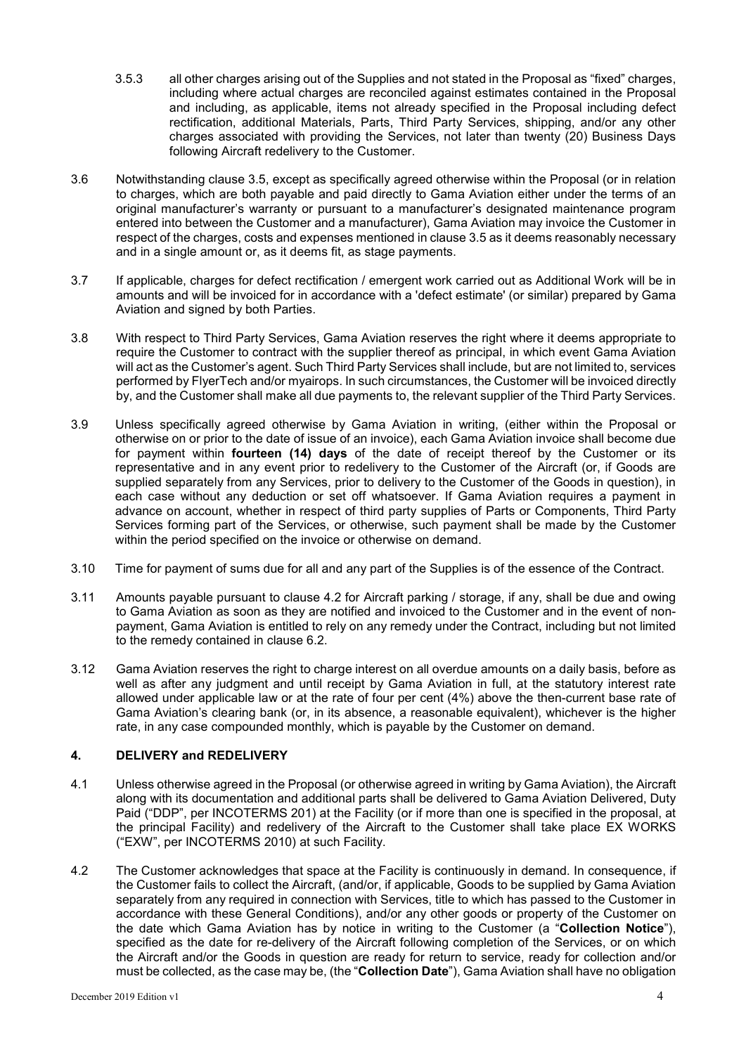3.5.3 all other charges arising out of the Supplies and not stated in the Proposal as "fixed" charges, including where actual charges are reconciled against estimates contained in the Proposal and including, as applicable, items not already specified in the Proposal including defect rectification, additional Materials, Parts, Third Party Services, shipping, and/or any other charges associated with providing the Services, not later than twenty (20) Business Days following Aircraft redelivery to the Customer.

3.6 Notwithstanding clause 3.5, except as specifically agreed otherwise within the Proposal (or in relation to charges, which are both payable and paid directly to Gama Aviation either under the terms of an original manufacturer's warranty or pursuant to a manufacturer's designated maintenance program entered into between the Customer and a manufacturer), Gama Aviation may invoice the Customer in respect of the charges, costs and expenses mentioned in clause 3.5 as it deems reasonably necessary and in a single amount or, as it deems fit, as stage payments.

3.7 If applicable, charges for defect rectification / emergent work carried out as Additional Work will be in amounts and will be invoiced for in accordance with a 'defect estimate' (or similar) prepared by Gama Aviation and signed by both Parties.

3.8 With respect to Third Party Services, Gama Aviation reserves the right where it deems appropriate to require the Customer to contract with the supplier thereof as principal, in which event Gama Aviation will act as the Customer's agent. Such Third Party Services shall include, but are not limited to, services performed by FlyerTech and/or myairops. In such circumstances, the Customer will be invoiced directly by, and the Customer shall make all due payments to, the relevant supplier of the Third Party Services.

3.9 Unless specifically agreed otherwise by Gama Aviation in writing, (either within the Proposal or otherwise on or prior to the date of issue of an invoice), each Gama Aviation invoice shall become due for payment within **fourteen (14) days** of the date of receipt thereof by the Customer or its representative and in any event prior to redelivery to the Customer of the Aircraft (or, if Goods are supplied separately from any Services, prior to delivery to the Customer of the Goods in question), in each case without any deduction or set off whatsoever. If Gama Aviation requires a payment in advance on account, whether in respect of third party supplies of Parts or Components, Third Party Services forming part of the Services, or otherwise, such payment shall be made by the Customer within the period specified on the invoice or otherwise on demand.

3.10 Time for payment of sums due for all and any part of the Supplies is of the essence of the Contract.

3.11 Amounts payable pursuant to clause 4.2 for Aircraft parking / storage, if any, shall be due and owing to Gama Aviation as soon as they are notified and invoiced to the Customer and in the event of non-payment, Gama Aviation is entitled to rely on any remedy under the Contract, including but not limited to the remedy contained in clause 6.2.

3.12 Gama Aviation reserves the right to charge interest on all overdue amounts on a daily basis, before as well as after any judgment and until receipt by Gama Aviation in full, at the statutory interest rate allowed under applicable law or at the rate of four per cent (4%) above the then-current base rate of Gama Aviation's clearing bank (or, in its absence, a reasonable equivalent), whichever is the higher rate, in any case compounded monthly, which is payable by the Customer on demand.

## 4. DELIVERY and REDELIVERY

4.1 Unless otherwise agreed in the Proposal (or otherwise agreed in writing by Gama Aviation), the Aircraft along with its documentation and additional parts shall be delivered to Gama Aviation Delivered, Duty Paid ("DDP", per INCOTERMS 201) at the Facility (or if more than one is specified in the proposal, at the principal Facility) and redelivery of the Aircraft to the Customer shall take place EX WORKS ("EXW", per INCOTERMS 2010) at such Facility.

4.2 The Customer acknowledges that space at the Facility is continuously in demand. In consequence, if the Customer fails to collect the Aircraft, (and/or, if applicable, Goods to be supplied by Gama Aviation separately from any required in connection with Services, title to which has passed to the Customer in accordance with these General Conditions), and/or any other goods or property of the Customer on the date which Gama Aviation has by notice in writing to the Customer (a "**Collection Notice**"), specified as the date for re-delivery of the Aircraft following completion of the Services, or on which the Aircraft and/or the Goods in question are ready for return to service, ready for collection and/or must be collected, as the case may be, (the "**Collection Date**"), Gama Aviation shall have no obligation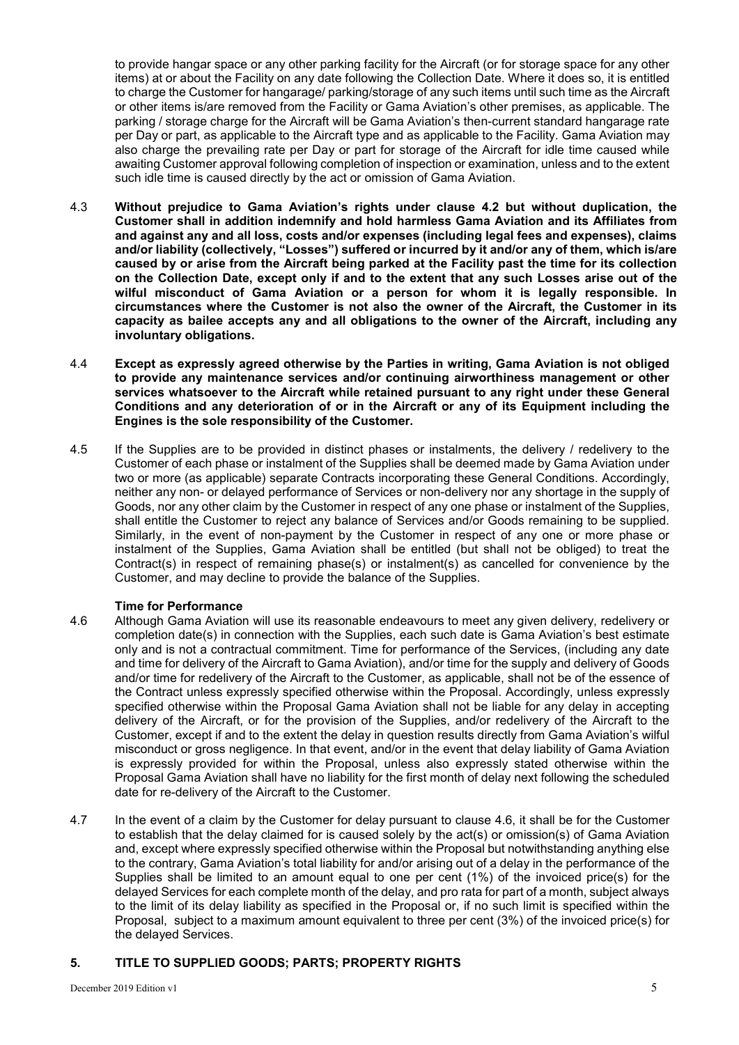to provide hangar space or any other parking facility for the Aircraft (or for storage space for any other items) at or about the Facility on any date following the Collection Date. Where it does so, it is entitled to charge the Customer for hangarage/ parking/storage of any such items until such time as the Aircraft or other items is/are removed from the Facility or Gama Aviation's other premises, as applicable. The parking / storage charge for the Aircraft will be Gama Aviation's then-current standard hangarage rate per Day or part, as applicable to the Aircraft type and as applicable to the Facility. Gama Aviation may also charge the prevailing rate per Day or part for storage of the Aircraft for idle time caused while awaiting Customer approval following completion of inspection or examination, unless and to the extent such idle time is caused directly by the act or omission of Gama Aviation.

4.3 **Without prejudice to Gama Aviation's rights under clause 4.2 but without duplication, the Customer shall in addition indemnify and hold harmless Gama Aviation and its Affiliates from and against any and all loss, costs and/or expenses (including legal fees and expenses), claims and/or liability (collectively, "Losses") suffered or incurred by it and/or any of them, which is/are caused by or arise from the Aircraft being parked at the Facility past the time for its collection on the Collection Date, except only if and to the extent that any such Losses arise out of the wilful misconduct of Gama Aviation or a person for whom it is legally responsible. In circumstances where the Customer is not also the owner of the Aircraft, the Customer in its capacity as bailee accepts any and all obligations to the owner of the Aircraft, including any involuntary obligations.**

4.4 **Except as expressly agreed otherwise by the Parties in writing, Gama Aviation is not obliged to provide any maintenance services and/or continuing airworthiness management or other services whatsoever to the Aircraft while retained pursuant to any right under these General Conditions and any deterioration of or in the Aircraft or any of its Equipment including the Engines is the sole responsibility of the Customer.**

4.5 If the Supplies are to be provided in distinct phases or instalments, the delivery / redelivery to the Customer of each phase or instalment of the Supplies shall be deemed made by Gama Aviation under two or more (as applicable) separate Contracts incorporating these General Conditions. Accordingly, neither any non- or delayed performance of Services or non-delivery nor any shortage in the supply of Goods, nor any other claim by the Customer in respect of any one phase or instalment of the Supplies, shall entitle the Customer to reject any balance of Services and/or Goods remaining to be supplied. Similarly, in the event of non-payment by the Customer in respect of any one or more phase or instalment of the Supplies, Gama Aviation shall be entitled (but shall not be obliged) to treat the Contract(s) in respect of remaining phase(s) or instalment(s) as cancelled for convenience by the Customer, and may decline to provide the balance of the Supplies.

**Time for Performance**

4.6 Although Gama Aviation will use its reasonable endeavours to meet any given delivery, redelivery or completion date(s) in connection with the Supplies, each such date is Gama Aviation's best estimate only and is not a contractual commitment. Time for performance of the Services, (including any date and time for delivery of the Aircraft to Gama Aviation), and/or time for the supply and delivery of Goods and/or time for redelivery of the Aircraft to the Customer, as applicable, shall not be of the essence of the Contract unless expressly specified otherwise within the Proposal. Accordingly, unless expressly specified otherwise within the Proposal Gama Aviation shall not be liable for any delay in accepting delivery of the Aircraft, or for the provision of the Supplies, and/or redelivery of the Aircraft to the Customer, except if and to the extent the delay in question results directly from Gama Aviation's wilful misconduct or gross negligence. In that event, and/or in the event that delay liability of Gama Aviation is expressly provided for within the Proposal, unless also expressly stated otherwise within the Proposal Gama Aviation shall have no liability for the first month of delay next following the scheduled date for re-delivery of the Aircraft to the Customer.

4.7 In the event of a claim by the Customer for delay pursuant to clause 4.6, it shall be for the Customer to establish that the delay claimed for is caused solely by the act(s) or omission(s) of Gama Aviation and, except where expressly specified otherwise within the Proposal but notwithstanding anything else to the contrary, Gama Aviation's total liability for and/or arising out of a delay in the performance of the Supplies shall be limited to an amount equal to one per cent (1%) of the invoiced price(s) for the delayed Services for each complete month of the delay, and pro rata for part of a month, subject always to the limit of its delay liability as specified in the Proposal or, if no such limit is specified within the Proposal, subject to a maximum amount equivalent to three per cent (3%) of the invoiced price(s) for the delayed Services.

## 5. TITLE TO SUPPLIED GOODS; PARTS; PROPERTY RIGHTS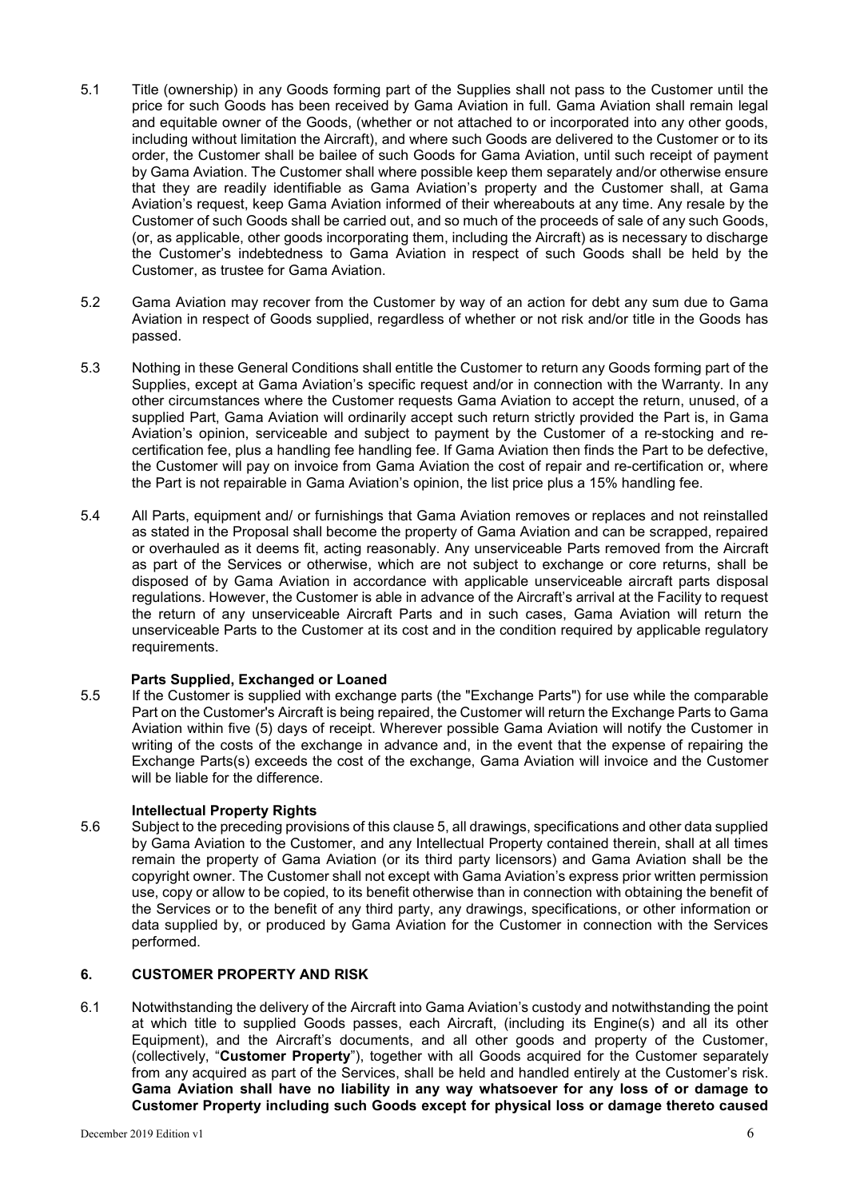5.1 Title (ownership) in any Goods forming part of the Supplies shall not pass to the Customer until the price for such Goods has been received by Gama Aviation in full. Gama Aviation shall remain legal and equitable owner of the Goods, (whether or not attached to or incorporated into any other goods, including without limitation the Aircraft), and where such Goods are delivered to the Customer or to its order, the Customer shall be bailee of such Goods for Gama Aviation, until such receipt of payment by Gama Aviation. The Customer shall where possible keep them separately and/or otherwise ensure that they are readily identifiable as Gama Aviation's property and the Customer shall, at Gama Aviation's request, keep Gama Aviation informed of their whereabouts at any time. Any resale by the Customer of such Goods shall be carried out, and so much of the proceeds of sale of any such Goods, (or, as applicable, other goods incorporating them, including the Aircraft) as is necessary to discharge the Customer's indebtedness to Gama Aviation in respect of such Goods shall be held by the Customer, as trustee for Gama Aviation.

5.2 Gama Aviation may recover from the Customer by way of an action for debt any sum due to Gama Aviation in respect of Goods supplied, regardless of whether or not risk and/or title in the Goods has passed.

5.3 Nothing in these General Conditions shall entitle the Customer to return any Goods forming part of the Supplies, except at Gama Aviation's specific request and/or in connection with the Warranty. In any other circumstances where the Customer requests Gama Aviation to accept the return, unused, of a supplied Part, Gama Aviation will ordinarily accept such return strictly provided the Part is, in Gama Aviation's opinion, serviceable and subject to payment by the Customer of a re-stocking and re-certification fee, plus a handling fee handling fee. If Gama Aviation then finds the Part to be defective, the Customer will pay on invoice from Gama Aviation the cost of repair and re-certification or, where the Part is not repairable in Gama Aviation's opinion, the list price plus a 15% handling fee.

5.4 All Parts, equipment and/ or furnishings that Gama Aviation removes or replaces and not reinstalled as stated in the Proposal shall become the property of Gama Aviation and can be scrapped, repaired or overhauled as it deems fit, acting reasonably. Any unserviceable Parts removed from the Aircraft as part of the Services or otherwise, which are not subject to exchange or core returns, shall be disposed of by Gama Aviation in accordance with applicable unserviceable aircraft parts disposal regulations. However, the Customer is able in advance of the Aircraft's arrival at the Facility to request the return of any unserviceable Aircraft Parts and in such cases, Gama Aviation will return the unserviceable Parts to the Customer at its cost and in the condition required by applicable regulatory requirements.

**Parts Supplied, Exchanged or Loaned**

5.5 If the Customer is supplied with exchange parts (the "Exchange Parts") for use while the comparable Part on the Customer's Aircraft is being repaired, the Customer will return the Exchange Parts to Gama Aviation within five (5) days of receipt. Wherever possible Gama Aviation will notify the Customer in writing of the costs of the exchange in advance and, in the event that the expense of repairing the Exchange Parts(s) exceeds the cost of the exchange, Gama Aviation will invoice and the Customer will be liable for the difference.

**Intellectual Property Rights**

5.6 Subject to the preceding provisions of this clause 5, all drawings, specifications and other data supplied by Gama Aviation to the Customer, and any Intellectual Property contained therein, shall at all times remain the property of Gama Aviation (or its third party licensors) and Gama Aviation shall be the copyright owner. The Customer shall not except with Gama Aviation's express prior written permission use, copy or allow to be copied, to its benefit otherwise than in connection with obtaining the benefit of the Services or to the benefit of any third party, any drawings, specifications, or other information or data supplied by, or produced by Gama Aviation for the Customer in connection with the Services performed.

## 6. CUSTOMER PROPERTY AND RISK

6.1 Notwithstanding the delivery of the Aircraft into Gama Aviation's custody and notwithstanding the point at which title to supplied Goods passes, each Aircraft, (including its Engine(s) and all its other Equipment), and the Aircraft's documents, and all other goods and property of the Customer, (collectively, "**Customer Property**"), together with all Goods acquired for the Customer separately from any acquired as part of the Services, shall be held and handled entirely at the Customer's risk. **Gama Aviation shall have no liability in any way whatsoever for any loss of or damage to Customer Property including such Goods except for physical loss or damage thereto caused**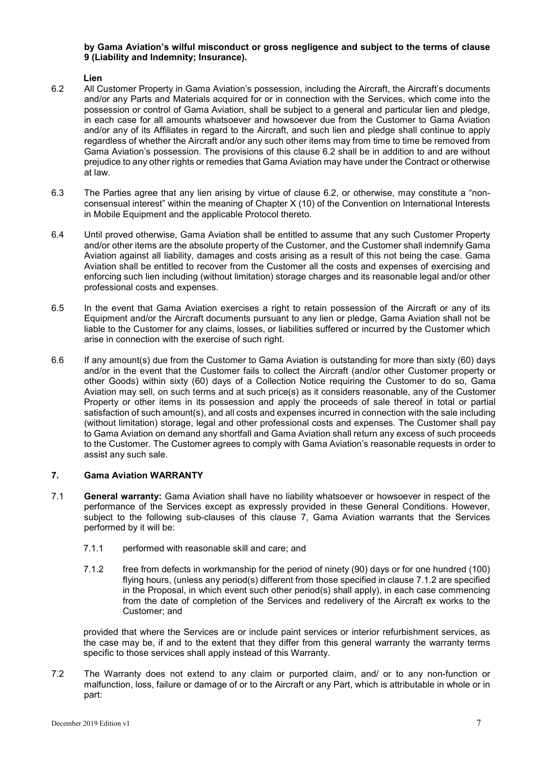**by Gama Aviation's wilful misconduct or gross negligence and subject to the terms of clause 9 (Liability and Indemnity; Insurance).**

**Lien**

6.2 All Customer Property in Gama Aviation's possession, including the Aircraft, the Aircraft's documents and/or any Parts and Materials acquired for or in connection with the Services, which come into the possession or control of Gama Aviation, shall be subject to a general and particular lien and pledge, in each case for all amounts whatsoever and howsoever due from the Customer to Gama Aviation and/or any of its Affiliates in regard to the Aircraft, and such lien and pledge shall continue to apply regardless of whether the Aircraft and/or any such other items may from time to time be removed from Gama Aviation's possession. The provisions of this clause 6.2 shall be in addition to and are without prejudice to any other rights or remedies that Gama Aviation may have under the Contract or otherwise at law.

6.3 The Parties agree that any lien arising by virtue of clause 6.2, or otherwise, may constitute a "non-consensual interest" within the meaning of Chapter X (10) of the Convention on International Interests in Mobile Equipment and the applicable Protocol thereto.

6.4 Until proved otherwise, Gama Aviation shall be entitled to assume that any such Customer Property and/or other items are the absolute property of the Customer, and the Customer shall indemnify Gama Aviation against all liability, damages and costs arising as a result of this not being the case. Gama Aviation shall be entitled to recover from the Customer all the costs and expenses of exercising and enforcing such lien including (without limitation) storage charges and its reasonable legal and/or other professional costs and expenses.

6.5 In the event that Gama Aviation exercises a right to retain possession of the Aircraft or any of its Equipment and/or the Aircraft documents pursuant to any lien or pledge, Gama Aviation shall not be liable to the Customer for any claims, losses, or liabilities suffered or incurred by the Customer which arise in connection with the exercise of such right.

6.6 If any amount(s) due from the Customer to Gama Aviation is outstanding for more than sixty (60) days and/or in the event that the Customer fails to collect the Aircraft (and/or other Customer property or other Goods) within sixty (60) days of a Collection Notice requiring the Customer to do so, Gama Aviation may sell, on such terms and at such price(s) as it considers reasonable, any of the Customer Property or other items in its possession and apply the proceeds of sale thereof in total or partial satisfaction of such amount(s), and all costs and expenses incurred in connection with the sale including (without limitation) storage, legal and other professional costs and expenses. The Customer shall pay to Gama Aviation on demand any shortfall and Gama Aviation shall return any excess of such proceeds to the Customer. The Customer agrees to comply with Gama Aviation's reasonable requests in order to assist any such sale.

## 7. Gama Aviation WARRANTY

7.1 **General warranty:** Gama Aviation shall have no liability whatsoever or howsoever in respect of the performance of the Services except as expressly provided in these General Conditions. However, subject to the following sub-clauses of this clause 7, Gama Aviation warrants that the Services performed by it will be:

7.1.1 performed with reasonable skill and care; and

7.1.2 free from defects in workmanship for the period of ninety (90) days or for one hundred (100) flying hours, (unless any period(s) different from those specified in clause 7.1.2 are specified in the Proposal, in which event such other period(s) shall apply), in each case commencing from the date of completion of the Services and redelivery of the Aircraft ex works to the Customer; and

provided that where the Services are or include paint services or interior refurbishment services, as the case may be, if and to the extent that they differ from this general warranty the warranty terms specific to those services shall apply instead of this Warranty.

7.2 The Warranty does not extend to any claim or purported claim, and/ or to any non-function or malfunction, loss, failure or damage of or to the Aircraft or any Part, which is attributable in whole or in part: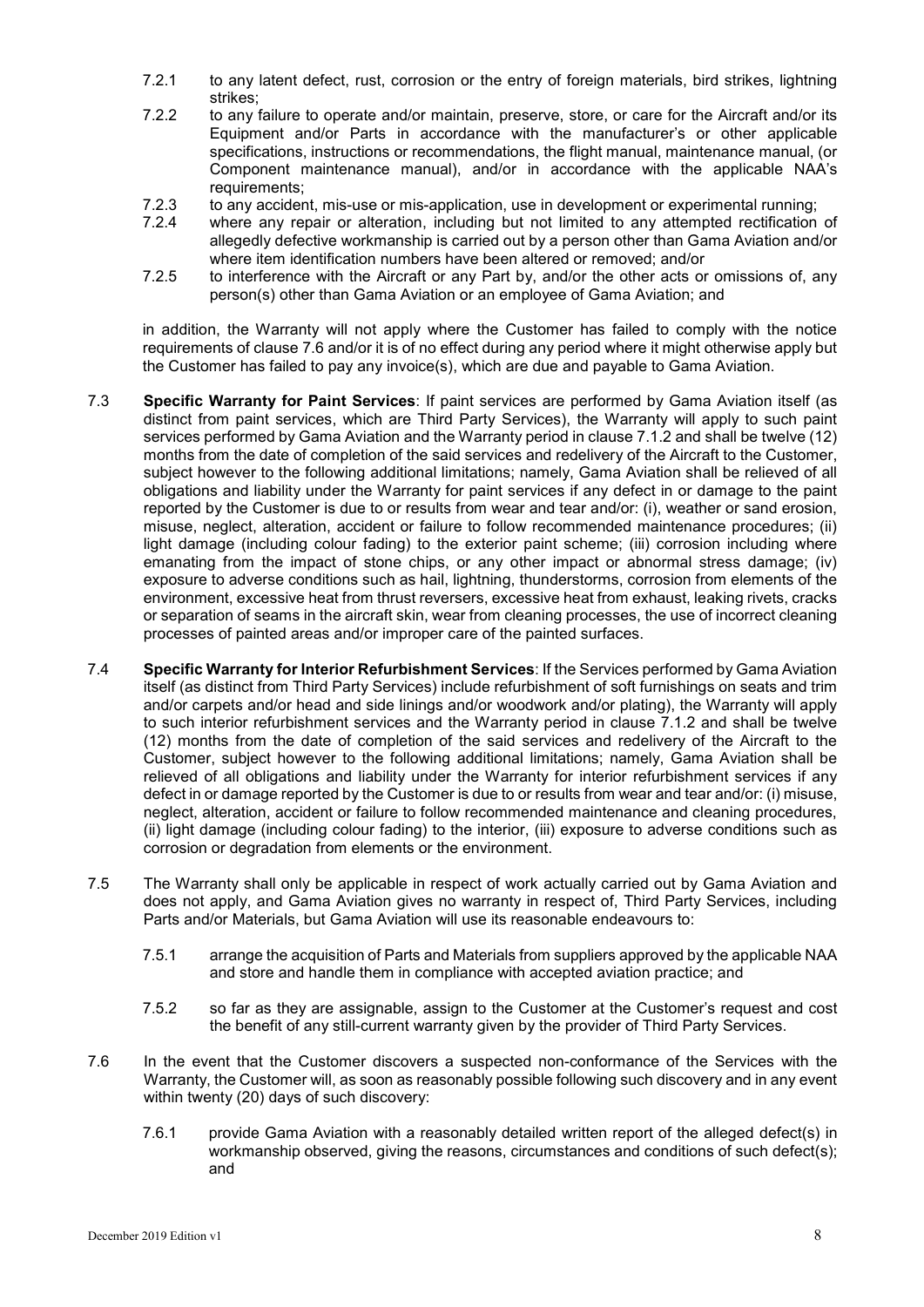7.2.1 to any latent defect, rust, corrosion or the entry of foreign materials, bird strikes, lightning strikes;

7.2.2 to any failure to operate and/or maintain, preserve, store, or care for the Aircraft and/or its Equipment and/or Parts in accordance with the manufacturer's or other applicable specifications, instructions or recommendations, the flight manual, maintenance manual, (or Component maintenance manual), and/or in accordance with the applicable NAA's requirements;

7.2.3 to any accident, mis-use or mis-application, use in development or experimental running;

7.2.4 where any repair or alteration, including but not limited to any attempted rectification of allegedly defective workmanship is carried out by a person other than Gama Aviation and/or where item identification numbers have been altered or removed; and/or

7.2.5 to interference with the Aircraft or any Part by, and/or the other acts or omissions of, any person(s) other than Gama Aviation or an employee of Gama Aviation; and

in addition, the Warranty will not apply where the Customer has failed to comply with the notice requirements of clause 7.6 and/or it is of no effect during any period where it might otherwise apply but the Customer has failed to pay any invoice(s), which are due and payable to Gama Aviation.

7.3 **Specific Warranty for Paint Services**: If paint services are performed by Gama Aviation itself (as distinct from paint services, which are Third Party Services), the Warranty will apply to such paint services performed by Gama Aviation and the Warranty period in clause 7.1.2 and shall be twelve (12) months from the date of completion of the said services and redelivery of the Aircraft to the Customer, subject however to the following additional limitations; namely, Gama Aviation shall be relieved of all obligations and liability under the Warranty for paint services if any defect in or damage to the paint reported by the Customer is due to or results from wear and tear and/or: (i), weather or sand erosion, misuse, neglect, alteration, accident or failure to follow recommended maintenance procedures; (ii) light damage (including colour fading) to the exterior paint scheme; (iii) corrosion including where emanating from the impact of stone chips, or any other impact or abnormal stress damage; (iv) exposure to adverse conditions such as hail, lightning, thunderstorms, corrosion from elements of the environment, excessive heat from thrust reversers, excessive heat from exhaust, leaking rivets, cracks or separation of seams in the aircraft skin, wear from cleaning processes, the use of incorrect cleaning processes of painted areas and/or improper care of the painted surfaces.

7.4 **Specific Warranty for Interior Refurbishment Services**: If the Services performed by Gama Aviation itself (as distinct from Third Party Services) include refurbishment of soft furnishings on seats and trim and/or carpets and/or head and side linings and/or woodwork and/or plating), the Warranty will apply to such interior refurbishment services and the Warranty period in clause 7.1.2 and shall be twelve (12) months from the date of completion of the said services and redelivery of the Aircraft to the Customer, subject however to the following additional limitations; namely, Gama Aviation shall be relieved of all obligations and liability under the Warranty for interior refurbishment services if any defect in or damage reported by the Customer is due to or results from wear and tear and/or: (i) misuse, neglect, alteration, accident or failure to follow recommended maintenance and cleaning procedures, (ii) light damage (including colour fading) to the interior, (iii) exposure to adverse conditions such as corrosion or degradation from elements or the environment.

7.5 The Warranty shall only be applicable in respect of work actually carried out by Gama Aviation and does not apply, and Gama Aviation gives no warranty in respect of, Third Party Services, including Parts and/or Materials, but Gama Aviation will use its reasonable endeavours to:

7.5.1 arrange the acquisition of Parts and Materials from suppliers approved by the applicable NAA and store and handle them in compliance with accepted aviation practice; and

7.5.2 so far as they are assignable, assign to the Customer at the Customer's request and cost the benefit of any still-current warranty given by the provider of Third Party Services.

7.6 In the event that the Customer discovers a suspected non-conformance of the Services with the Warranty, the Customer will, as soon as reasonably possible following such discovery and in any event within twenty (20) days of such discovery:

7.6.1 provide Gama Aviation with a reasonably detailed written report of the alleged defect(s) in workmanship observed, giving the reasons, circumstances and conditions of such defect(s); and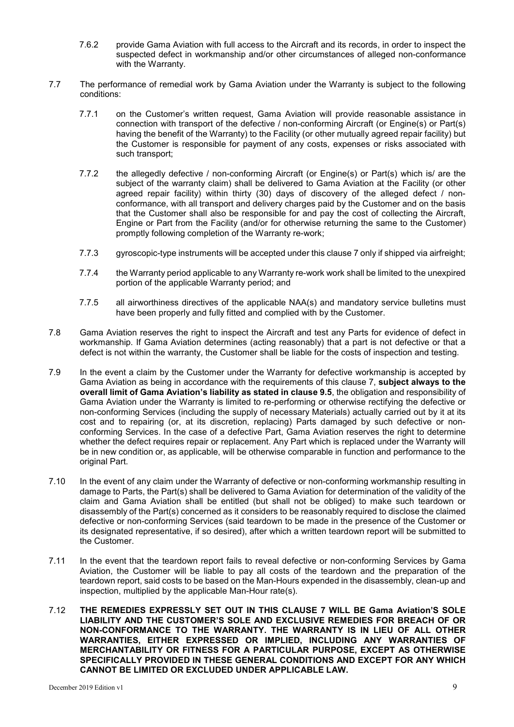7.6.2 provide Gama Aviation with full access to the Aircraft and its records, in order to inspect the suspected defect in workmanship and/or other circumstances of alleged non-conformance with the Warranty.

7.7 The performance of remedial work by Gama Aviation under the Warranty is subject to the following conditions:

7.7.1 on the Customer's written request, Gama Aviation will provide reasonable assistance in connection with transport of the defective / non-conforming Aircraft (or Engine(s) or Part(s) having the benefit of the Warranty) to the Facility (or other mutually agreed repair facility) but the Customer is responsible for payment of any costs, expenses or risks associated with such transport;

7.7.2 the allegedly defective / non-conforming Aircraft (or Engine(s) or Part(s) which is/ are the subject of the warranty claim) shall be delivered to Gama Aviation at the Facility (or other agreed repair facility) within thirty (30) days of discovery of the alleged defect / non-conformance, with all transport and delivery charges paid by the Customer and on the basis that the Customer shall also be responsible for and pay the cost of collecting the Aircraft, Engine or Part from the Facility (and/or for otherwise returning the same to the Customer) promptly following completion of the Warranty re-work;

7.7.3 gyroscopic-type instruments will be accepted under this clause 7 only if shipped via airfreight;

7.7.4 the Warranty period applicable to any Warranty re-work work shall be limited to the unexpired portion of the applicable Warranty period; and

7.7.5 all airworthiness directives of the applicable NAA(s) and mandatory service bulletins must have been properly and fully fitted and complied with by the Customer.

7.8 Gama Aviation reserves the right to inspect the Aircraft and test any Parts for evidence of defect in workmanship. If Gama Aviation determines (acting reasonably) that a part is not defective or that a defect is not within the warranty, the Customer shall be liable for the costs of inspection and testing.

7.9 In the event a claim by the Customer under the Warranty for defective workmanship is accepted by Gama Aviation as being in accordance with the requirements of this clause 7, **subject always to the overall limit of Gama Aviation's liability as stated in clause 9.5**, the obligation and responsibility of Gama Aviation under the Warranty is limited to re-performing or otherwise rectifying the defective or non-conforming Services (including the supply of necessary Materials) actually carried out by it at its cost and to repairing (or, at its discretion, replacing) Parts damaged by such defective or non-conforming Services. In the case of a defective Part, Gama Aviation reserves the right to determine whether the defect requires repair or replacement. Any Part which is replaced under the Warranty will be in new condition or, as applicable, will be otherwise comparable in function and performance to the original Part.

7.10 In the event of any claim under the Warranty of defective or non-conforming workmanship resulting in damage to Parts, the Part(s) shall be delivered to Gama Aviation for determination of the validity of the claim and Gama Aviation shall be entitled (but shall not be obliged) to make such teardown or disassembly of the Part(s) concerned as it considers to be reasonably required to disclose the claimed defective or non-conforming Services (said teardown to be made in the presence of the Customer or its designated representative, if so desired), after which a written teardown report will be submitted to the Customer.

7.11 In the event that the teardown report fails to reveal defective or non-conforming Services by Gama Aviation, the Customer will be liable to pay all costs of the teardown and the preparation of the teardown report, said costs to be based on the Man-Hours expended in the disassembly, clean-up and inspection, multiplied by the applicable Man-Hour rate(s).

7.12 **THE REMEDIES EXPRESSLY SET OUT IN THIS CLAUSE 7 WILL BE Gama Aviation'S SOLE LIABILITY AND THE CUSTOMER'S SOLE AND EXCLUSIVE REMEDIES FOR BREACH OF OR NON-CONFORMANCE TO THE WARRANTY. THE WARRANTY IS IN LIEU OF ALL OTHER WARRANTIES, EITHER EXPRESSED OR IMPLIED, INCLUDING ANY WARRANTIES OF MERCHANTABILITY OR FITNESS FOR A PARTICULAR PURPOSE, EXCEPT AS OTHERWISE SPECIFICALLY PROVIDED IN THESE GENERAL CONDITIONS AND EXCEPT FOR ANY WHICH CANNOT BE LIMITED OR EXCLUDED UNDER APPLICABLE LAW.**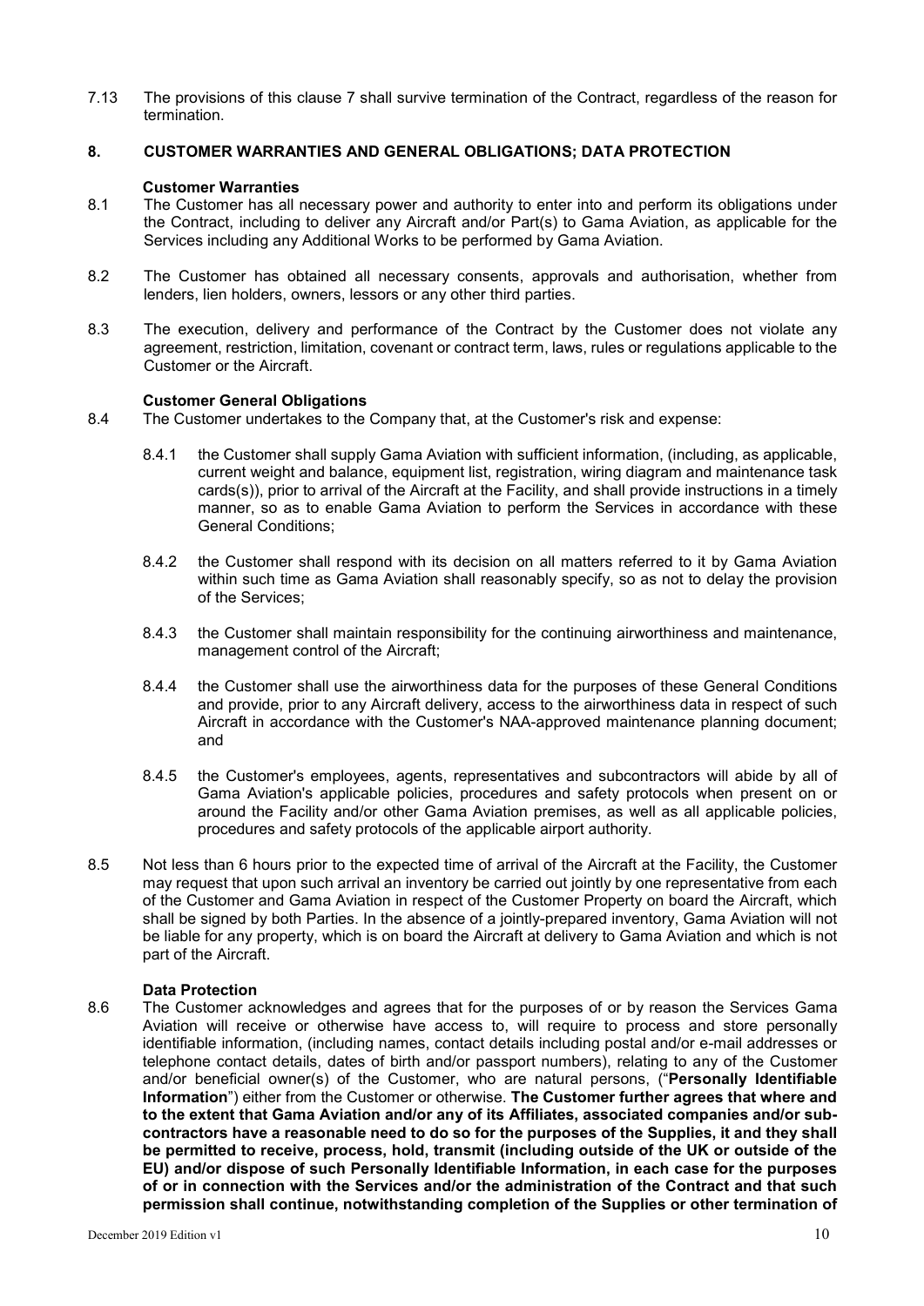7.13 The provisions of this clause 7 shall survive termination of the Contract, regardless of the reason for termination.

## 8. CUSTOMER WARRANTIES AND GENERAL OBLIGATIONS; DATA PROTECTION

### Customer Warranties

8.1 The Customer has all necessary power and authority to enter into and perform its obligations under the Contract, including to deliver any Aircraft and/or Part(s) to Gama Aviation, as applicable for the Services including any Additional Works to be performed by Gama Aviation.

8.2 The Customer has obtained all necessary consents, approvals and authorisation, whether from lenders, lien holders, owners, lessors or any other third parties.

8.3 The execution, delivery and performance of the Contract by the Customer does not violate any agreement, restriction, limitation, covenant or contract term, laws, rules or regulations applicable to the Customer or the Aircraft.

### Customer General Obligations

8.4 The Customer undertakes to the Company that, at the Customer's risk and expense:

8.4.1 the Customer shall supply Gama Aviation with sufficient information, (including, as applicable, current weight and balance, equipment list, registration, wiring diagram and maintenance task cards(s)), prior to arrival of the Aircraft at the Facility, and shall provide instructions in a timely manner, so as to enable Gama Aviation to perform the Services in accordance with these General Conditions;

8.4.2 the Customer shall respond with its decision on all matters referred to it by Gama Aviation within such time as Gama Aviation shall reasonably specify, so as not to delay the provision of the Services;

8.4.3 the Customer shall maintain responsibility for the continuing airworthiness and maintenance, management control of the Aircraft;

8.4.4 the Customer shall use the airworthiness data for the purposes of these General Conditions and provide, prior to any Aircraft delivery, access to the airworthiness data in respect of such Aircraft in accordance with the Customer's NAA-approved maintenance planning document; and

8.4.5 the Customer's employees, agents, representatives and subcontractors will abide by all of Gama Aviation's applicable policies, procedures and safety protocols when present on or around the Facility and/or other Gama Aviation premises, as well as all applicable policies, procedures and safety protocols of the applicable airport authority.

8.5 Not less than 6 hours prior to the expected time of arrival of the Aircraft at the Facility, the Customer may request that upon such arrival an inventory be carried out jointly by one representative from each of the Customer and Gama Aviation in respect of the Customer Property on board the Aircraft, which shall be signed by both Parties. In the absence of a jointly-prepared inventory, Gama Aviation will not be liable for any property, which is on board the Aircraft at delivery to Gama Aviation and which is not part of the Aircraft.

### Data Protection

8.6 The Customer acknowledges and agrees that for the purposes of or by reason the Services Gama Aviation will receive or otherwise have access to, will require to process and store personally identifiable information, (including names, contact details including postal and/or e-mail addresses or telephone contact details, dates of birth and/or passport numbers), relating to any of the Customer and/or beneficial owner(s) of the Customer, who are natural persons, ("**Personally Identifiable Information**") either from the Customer or otherwise. **The Customer further agrees that where and to the extent that Gama Aviation and/or any of its Affiliates, associated companies and/or sub-contractors have a reasonable need to do so for the purposes of the Supplies, it and they shall be permitted to receive, process, hold, transmit (including outside of the UK or outside of the EU) and/or dispose of such Personally Identifiable Information, in each case for the purposes of or in connection with the Services and/or the administration of the Contract and that such permission shall continue, notwithstanding completion of the Supplies or other termination of**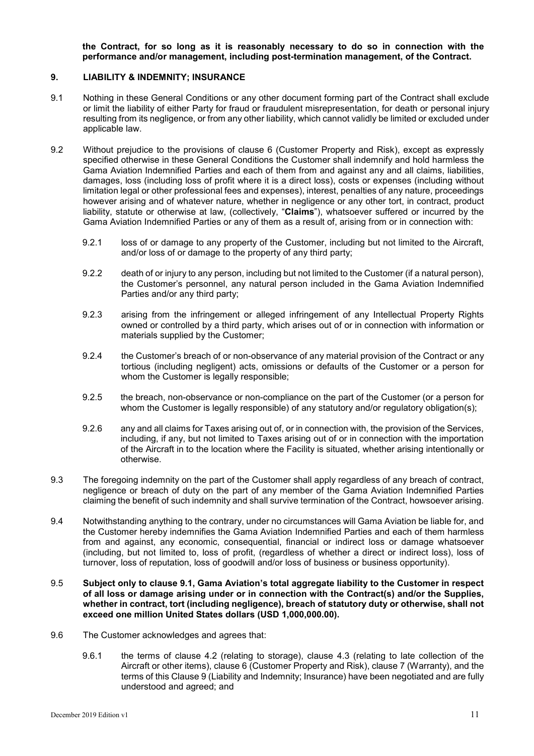**the Contract, for so long as it is reasonably necessary to do so in connection with the performance and/or management, including post-termination management, of the Contract.**

## 9. LIABILITY & INDEMNITY; INSURANCE

9.1 Nothing in these General Conditions or any other document forming part of the Contract shall exclude or limit the liability of either Party for fraud or fraudulent misrepresentation, for death or personal injury resulting from its negligence, or from any other liability, which cannot validly be limited or excluded under applicable law.

9.2 Without prejudice to the provisions of clause 6 (Customer Property and Risk), except as expressly specified otherwise in these General Conditions the Customer shall indemnify and hold harmless the Gama Aviation Indemnified Parties and each of them from and against any and all claims, liabilities, damages, loss (including loss of profit where it is a direct loss), costs or expenses (including without limitation legal or other professional fees and expenses), interest, penalties of any nature, proceedings however arising and of whatever nature, whether in negligence or any other tort, in contract, product liability, statute or otherwise at law, (collectively, "**Claims**"), whatsoever suffered or incurred by the Gama Aviation Indemnified Parties or any of them as a result of, arising from or in connection with:

9.2.1 loss of or damage to any property of the Customer, including but not limited to the Aircraft, and/or loss of or damage to the property of any third party;

9.2.2 death of or injury to any person, including but not limited to the Customer (if a natural person), the Customer's personnel, any natural person included in the Gama Aviation Indemnified Parties and/or any third party;

9.2.3 arising from the infringement or alleged infringement of any Intellectual Property Rights owned or controlled by a third party, which arises out of or in connection with information or materials supplied by the Customer;

9.2.4 the Customer's breach of or non-observance of any material provision of the Contract or any tortious (including negligent) acts, omissions or defaults of the Customer or a person for whom the Customer is legally responsible;

9.2.5 the breach, non-observance or non-compliance on the part of the Customer (or a person for whom the Customer is legally responsible) of any statutory and/or regulatory obligation(s);

9.2.6 any and all claims for Taxes arising out of, or in connection with, the provision of the Services, including, if any, but not limited to Taxes arising out of or in connection with the importation of the Aircraft in to the location where the Facility is situated, whether arising intentionally or otherwise.

9.3 The foregoing indemnity on the part of the Customer shall apply regardless of any breach of contract, negligence or breach of duty on the part of any member of the Gama Aviation Indemnified Parties claiming the benefit of such indemnity and shall survive termination of the Contract, howsoever arising.

9.4 Notwithstanding anything to the contrary, under no circumstances will Gama Aviation be liable for, and the Customer hereby indemnifies the Gama Aviation Indemnified Parties and each of them harmless from and against, any economic, consequential, financial or indirect loss or damage whatsoever (including, but not limited to, loss of profit, (regardless of whether a direct or indirect loss), loss of turnover, loss of reputation, loss of goodwill and/or loss of business or business opportunity).

9.5 **Subject only to clause 9.1, Gama Aviation's total aggregate liability to the Customer in respect of all loss or damage arising under or in connection with the Contract(s) and/or the Supplies, whether in contract, tort (including negligence), breach of statutory duty or otherwise, shall not exceed one million United States dollars (USD 1,000,000.00).**

9.6 The Customer acknowledges and agrees that:

9.6.1 the terms of clause 4.2 (relating to storage), clause 4.3 (relating to late collection of the Aircraft or other items), clause 6 (Customer Property and Risk), clause 7 (Warranty), and the terms of this Clause 9 (Liability and Indemnity; Insurance) have been negotiated and are fully understood and agreed; and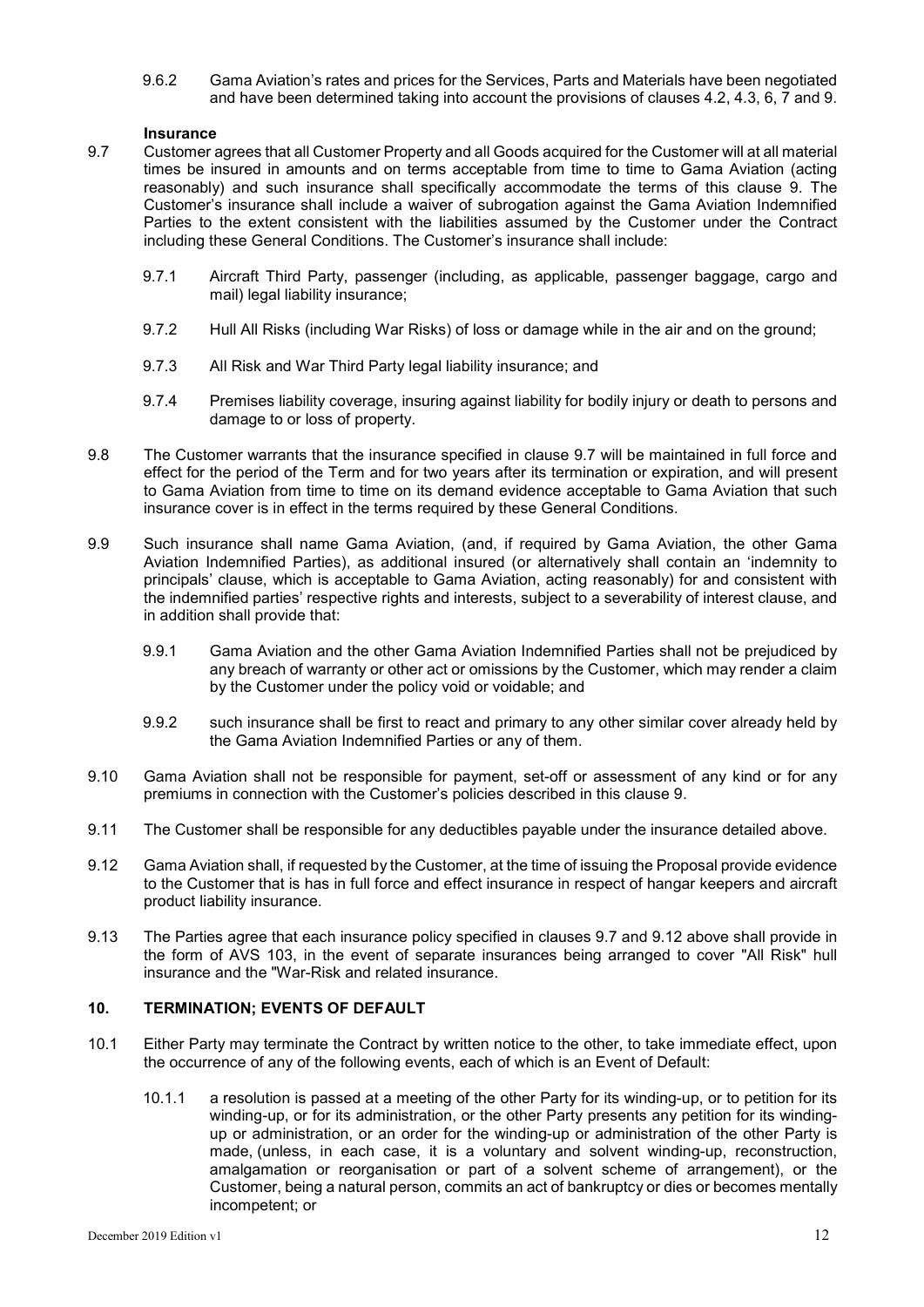9.6.2 Gama Aviation's rates and prices for the Services, Parts and Materials have been negotiated and have been determined taking into account the provisions of clauses 4.2, 4.3, 6, 7 and 9.

**Insurance**

9.7 Customer agrees that all Customer Property and all Goods acquired for the Customer will at all material times be insured in amounts and on terms acceptable from time to time to Gama Aviation (acting reasonably) and such insurance shall specifically accommodate the terms of this clause 9. The Customer's insurance shall include a waiver of subrogation against the Gama Aviation Indemnified Parties to the extent consistent with the liabilities assumed by the Customer under the Contract including these General Conditions. The Customer's insurance shall include:

9.7.1 Aircraft Third Party, passenger (including, as applicable, passenger baggage, cargo and mail) legal liability insurance;

9.7.2 Hull All Risks (including War Risks) of loss or damage while in the air and on the ground;

9.7.3 All Risk and War Third Party legal liability insurance; and

9.7.4 Premises liability coverage, insuring against liability for bodily injury or death to persons and damage to or loss of property.

9.8 The Customer warrants that the insurance specified in clause 9.7 will be maintained in full force and effect for the period of the Term and for two years after its termination or expiration, and will present to Gama Aviation from time to time on its demand evidence acceptable to Gama Aviation that such insurance cover is in effect in the terms required by these General Conditions.

9.9 Such insurance shall name Gama Aviation, (and, if required by Gama Aviation, the other Gama Aviation Indemnified Parties), as additional insured (or alternatively shall contain an 'indemnity to principals' clause, which is acceptable to Gama Aviation, acting reasonably) for and consistent with the indemnified parties' respective rights and interests, subject to a severability of interest clause, and in addition shall provide that:

9.9.1 Gama Aviation and the other Gama Aviation Indemnified Parties shall not be prejudiced by any breach of warranty or other act or omissions by the Customer, which may render a claim by the Customer under the policy void or voidable; and

9.9.2 such insurance shall be first to react and primary to any other similar cover already held by the Gama Aviation Indemnified Parties or any of them.

9.10 Gama Aviation shall not be responsible for payment, set-off or assessment of any kind or for any premiums in connection with the Customer's policies described in this clause 9.

9.11 The Customer shall be responsible for any deductibles payable under the insurance detailed above.

9.12 Gama Aviation shall, if requested by the Customer, at the time of issuing the Proposal provide evidence to the Customer that is has in full force and effect insurance in respect of hangar keepers and aircraft product liability insurance.

9.13 The Parties agree that each insurance policy specified in clauses 9.7 and 9.12 above shall provide in the form of AVS 103, in the event of separate insurances being arranged to cover "All Risk" hull insurance and the "War-Risk and related insurance.

## 10. TERMINATION; EVENTS OF DEFAULT

10.1 Either Party may terminate the Contract by written notice to the other, to take immediate effect, upon the occurrence of any of the following events, each of which is an Event of Default:

10.1.1 a resolution is passed at a meeting of the other Party for its winding-up, or to petition for its winding-up, or for its administration, or the other Party presents any petition for its winding-up or administration, or an order for the winding-up or administration of the other Party is made, (unless, in each case, it is a voluntary and solvent winding-up, reconstruction, amalgamation or reorganisation or part of a solvent scheme of arrangement), or the Customer, being a natural person, commits an act of bankruptcy or dies or becomes mentally incompetent; or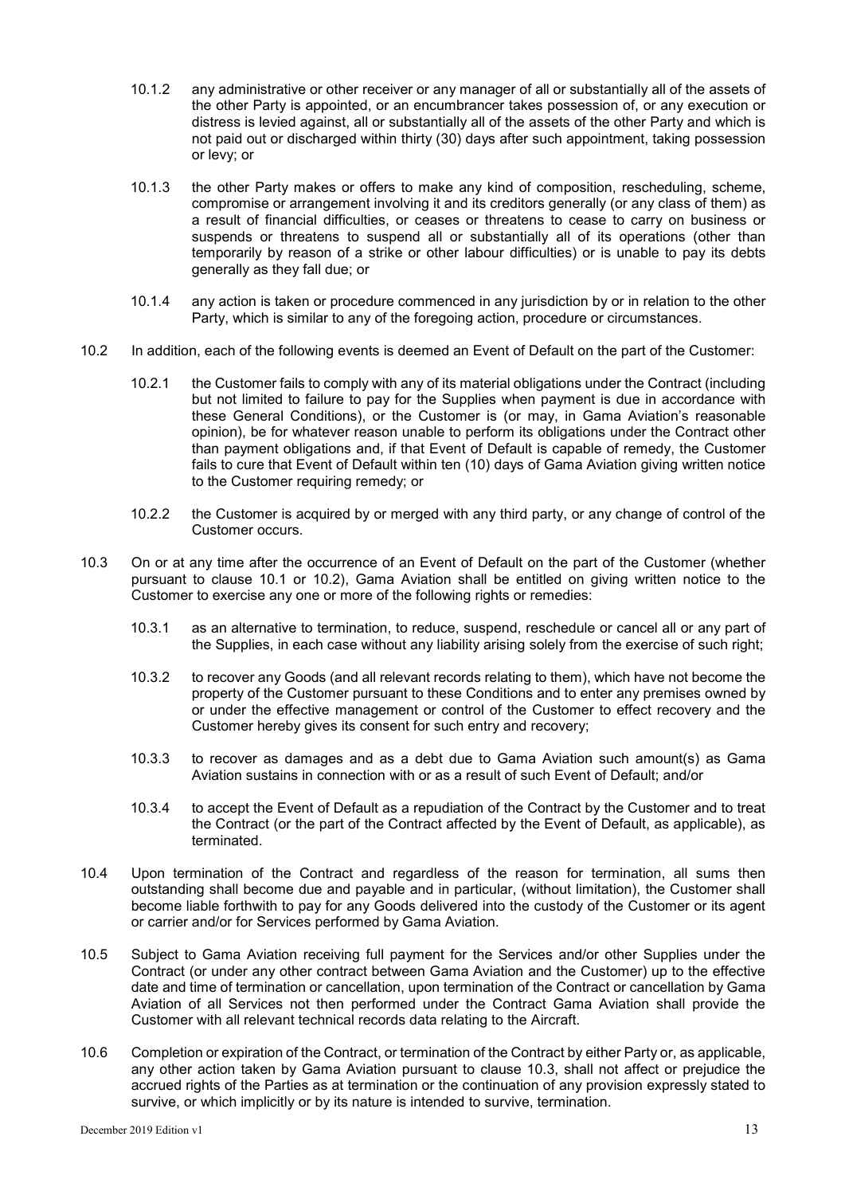10.1.2 any administrative or other receiver or any manager of all or substantially all of the assets of the other Party is appointed, or an encumbrancer takes possession of, or any execution or distress is levied against, all or substantially all of the assets of the other Party and which is not paid out or discharged within thirty (30) days after such appointment, taking possession or levy; or

10.1.3 the other Party makes or offers to make any kind of composition, rescheduling, scheme, compromise or arrangement involving it and its creditors generally (or any class of them) as a result of financial difficulties, or ceases or threatens to cease to carry on business or suspends or threatens to suspend all or substantially all of its operations (other than temporarily by reason of a strike or other labour difficulties) or is unable to pay its debts generally as they fall due; or

10.1.4 any action is taken or procedure commenced in any jurisdiction by or in relation to the other Party, which is similar to any of the foregoing action, procedure or circumstances.

10.2 In addition, each of the following events is deemed an Event of Default on the part of the Customer:

10.2.1 the Customer fails to comply with any of its material obligations under the Contract (including but not limited to failure to pay for the Supplies when payment is due in accordance with these General Conditions), or the Customer is (or may, in Gama Aviation's reasonable opinion), be for whatever reason unable to perform its obligations under the Contract other than payment obligations and, if that Event of Default is capable of remedy, the Customer fails to cure that Event of Default within ten (10) days of Gama Aviation giving written notice to the Customer requiring remedy; or

10.2.2 the Customer is acquired by or merged with any third party, or any change of control of the Customer occurs.

10.3 On or at any time after the occurrence of an Event of Default on the part of the Customer (whether pursuant to clause 10.1 or 10.2), Gama Aviation shall be entitled on giving written notice to the Customer to exercise any one or more of the following rights or remedies:

10.3.1 as an alternative to termination, to reduce, suspend, reschedule or cancel all or any part of the Supplies, in each case without any liability arising solely from the exercise of such right;

10.3.2 to recover any Goods (and all relevant records relating to them), which have not become the property of the Customer pursuant to these Conditions and to enter any premises owned by or under the effective management or control of the Customer to effect recovery and the Customer hereby gives its consent for such entry and recovery;

10.3.3 to recover as damages and as a debt due to Gama Aviation such amount(s) as Gama Aviation sustains in connection with or as a result of such Event of Default; and/or

10.3.4 to accept the Event of Default as a repudiation of the Contract by the Customer and to treat the Contract (or the part of the Contract affected by the Event of Default, as applicable), as terminated.

10.4 Upon termination of the Contract and regardless of the reason for termination, all sums then outstanding shall become due and payable and in particular, (without limitation), the Customer shall become liable forthwith to pay for any Goods delivered into the custody of the Customer or its agent or carrier and/or for Services performed by Gama Aviation.

10.5 Subject to Gama Aviation receiving full payment for the Services and/or other Supplies under the Contract (or under any other contract between Gama Aviation and the Customer) up to the effective date and time of termination or cancellation, upon termination of the Contract or cancellation by Gama Aviation of all Services not then performed under the Contract Gama Aviation shall provide the Customer with all relevant technical records data relating to the Aircraft.

10.6 Completion or expiration of the Contract, or termination of the Contract by either Party or, as applicable, any other action taken by Gama Aviation pursuant to clause 10.3, shall not affect or prejudice the accrued rights of the Parties as at termination or the continuation of any provision expressly stated to survive, or which implicitly or by its nature is intended to survive, termination.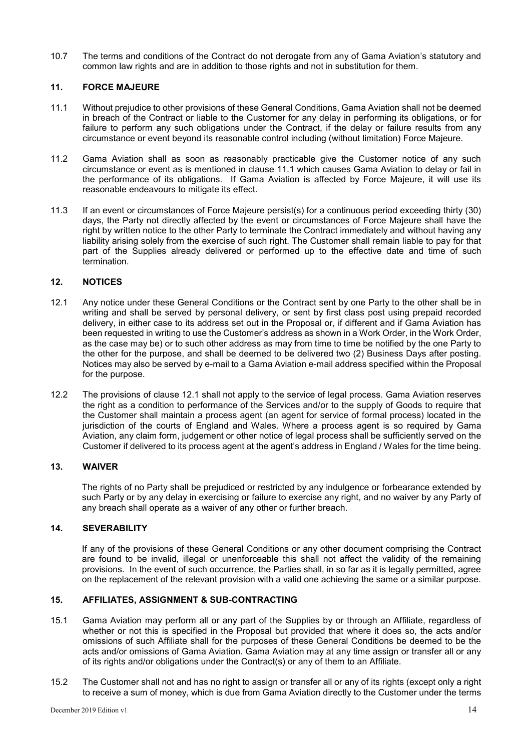10.7 The terms and conditions of the Contract do not derogate from any of Gama Aviation's statutory and common law rights and are in addition to those rights and not in substitution for them.

## 11. FORCE MAJEURE

11.1 Without prejudice to other provisions of these General Conditions, Gama Aviation shall not be deemed in breach of the Contract or liable to the Customer for any delay in performing its obligations, or for failure to perform any such obligations under the Contract, if the delay or failure results from any circumstance or event beyond its reasonable control including (without limitation) Force Majeure.

11.2 Gama Aviation shall as soon as reasonably practicable give the Customer notice of any such circumstance or event as is mentioned in clause 11.1 which causes Gama Aviation to delay or fail in the performance of its obligations. If Gama Aviation is affected by Force Majeure, it will use its reasonable endeavours to mitigate its effect.

11.3 If an event or circumstances of Force Majeure persist(s) for a continuous period exceeding thirty (30) days, the Party not directly affected by the event or circumstances of Force Majeure shall have the right by written notice to the other Party to terminate the Contract immediately and without having any liability arising solely from the exercise of such right. The Customer shall remain liable to pay for that part of the Supplies already delivered or performed up to the effective date and time of such termination.

## 12. NOTICES

12.1 Any notice under these General Conditions or the Contract sent by one Party to the other shall be in writing and shall be served by personal delivery, or sent by first class post using prepaid recorded delivery, in either case to its address set out in the Proposal or, if different and if Gama Aviation has been requested in writing to use the Customer's address as shown in a Work Order, in the Work Order, as the case may be) or to such other address as may from time to time be notified by the one Party to the other for the purpose, and shall be deemed to be delivered two (2) Business Days after posting. Notices may also be served by e-mail to a Gama Aviation e-mail address specified within the Proposal for the purpose.

12.2 The provisions of clause 12.1 shall not apply to the service of legal process. Gama Aviation reserves the right as a condition to performance of the Services and/or to the supply of Goods to require that the Customer shall maintain a process agent (an agent for service of formal process) located in the jurisdiction of the courts of England and Wales. Where a process agent is so required by Gama Aviation, any claim form, judgement or other notice of legal process shall be sufficiently served on the Customer if delivered to its process agent at the agent's address in England / Wales for the time being.

## 13. WAIVER

The rights of no Party shall be prejudiced or restricted by any indulgence or forbearance extended by such Party or by any delay in exercising or failure to exercise any right, and no waiver by any Party of any breach shall operate as a waiver of any other or further breach.

## 14. SEVERABILITY

If any of the provisions of these General Conditions or any other document comprising the Contract are found to be invalid, illegal or unenforceable this shall not affect the validity of the remaining provisions. In the event of such occurrence, the Parties shall, in so far as it is legally permitted, agree on the replacement of the relevant provision with a valid one achieving the same or a similar purpose.

## 15. AFFILIATES, ASSIGNMENT & SUB-CONTRACTING

15.1 Gama Aviation may perform all or any part of the Supplies by or through an Affiliate, regardless of whether or not this is specified in the Proposal but provided that where it does so, the acts and/or omissions of such Affiliate shall for the purposes of these General Conditions be deemed to be the acts and/or omissions of Gama Aviation. Gama Aviation may at any time assign or transfer all or any of its rights and/or obligations under the Contract(s) or any of them to an Affiliate.

15.2 The Customer shall not and has no right to assign or transfer all or any of its rights (except only a right to receive a sum of money, which is due from Gama Aviation directly to the Customer under the terms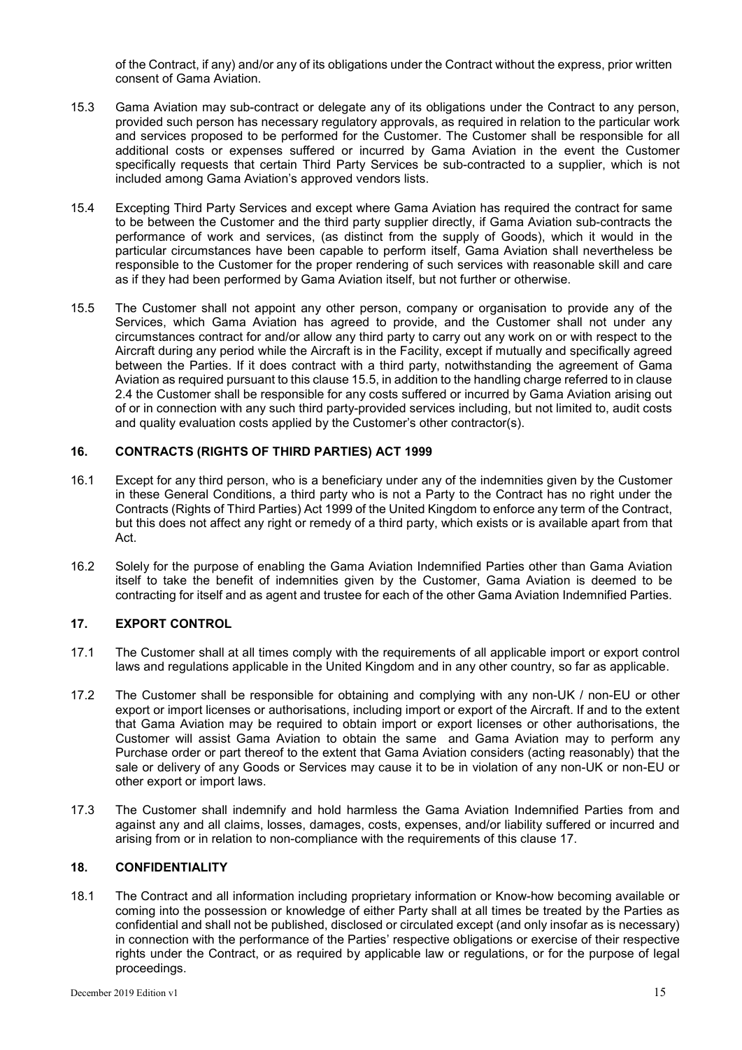of the Contract, if any) and/or any of its obligations under the Contract without the express, prior written consent of Gama Aviation.

15.3 Gama Aviation may sub-contract or delegate any of its obligations under the Contract to any person, provided such person has necessary regulatory approvals, as required in relation to the particular work and services proposed to be performed for the Customer. The Customer shall be responsible for all additional costs or expenses suffered or incurred by Gama Aviation in the event the Customer specifically requests that certain Third Party Services be sub-contracted to a supplier, which is not included among Gama Aviation's approved vendors lists.

15.4 Excepting Third Party Services and except where Gama Aviation has required the contract for same to be between the Customer and the third party supplier directly, if Gama Aviation sub-contracts the performance of work and services, (as distinct from the supply of Goods), which it would in the particular circumstances have been capable to perform itself, Gama Aviation shall nevertheless be responsible to the Customer for the proper rendering of such services with reasonable skill and care as if they had been performed by Gama Aviation itself, but not further or otherwise.

15.5 The Customer shall not appoint any other person, company or organisation to provide any of the Services, which Gama Aviation has agreed to provide, and the Customer shall not under any circumstances contract for and/or allow any third party to carry out any work on or with respect to the Aircraft during any period while the Aircraft is in the Facility, except if mutually and specifically agreed between the Parties. If it does contract with a third party, notwithstanding the agreement of Gama Aviation as required pursuant to this clause 15.5, in addition to the handling charge referred to in clause 2.4 the Customer shall be responsible for any costs suffered or incurred by Gama Aviation arising out of or in connection with any such third party-provided services including, but not limited to, audit costs and quality evaluation costs applied by the Customer's other contractor(s).

## 16. CONTRACTS (RIGHTS OF THIRD PARTIES) ACT 1999

16.1 Except for any third person, who is a beneficiary under any of the indemnities given by the Customer in these General Conditions, a third party who is not a Party to the Contract has no right under the Contracts (Rights of Third Parties) Act 1999 of the United Kingdom to enforce any term of the Contract, but this does not affect any right or remedy of a third party, which exists or is available apart from that Act.

16.2 Solely for the purpose of enabling the Gama Aviation Indemnified Parties other than Gama Aviation itself to take the benefit of indemnities given by the Customer, Gama Aviation is deemed to be contracting for itself and as agent and trustee for each of the other Gama Aviation Indemnified Parties.

## 17. EXPORT CONTROL

17.1 The Customer shall at all times comply with the requirements of all applicable import or export control laws and regulations applicable in the United Kingdom and in any other country, so far as applicable.

17.2 The Customer shall be responsible for obtaining and complying with any non-UK / non-EU or other export or import licenses or authorisations, including import or export of the Aircraft. If and to the extent that Gama Aviation may be required to obtain import or export licenses or other authorisations, the Customer will assist Gama Aviation to obtain the same and Gama Aviation may to perform any Purchase order or part thereof to the extent that Gama Aviation considers (acting reasonably) that the sale or delivery of any Goods or Services may cause it to be in violation of any non-UK or non-EU or other export or import laws.

17.3 The Customer shall indemnify and hold harmless the Gama Aviation Indemnified Parties from and against any and all claims, losses, damages, costs, expenses, and/or liability suffered or incurred and arising from or in relation to non-compliance with the requirements of this clause 17.

## 18. CONFIDENTIALITY

18.1 The Contract and all information including proprietary information or Know-how becoming available or coming into the possession or knowledge of either Party shall at all times be treated by the Parties as confidential and shall not be published, disclosed or circulated except (and only insofar as is necessary) in connection with the performance of the Parties' respective obligations or exercise of their respective rights under the Contract, or as required by applicable law or regulations, or for the purpose of legal proceedings.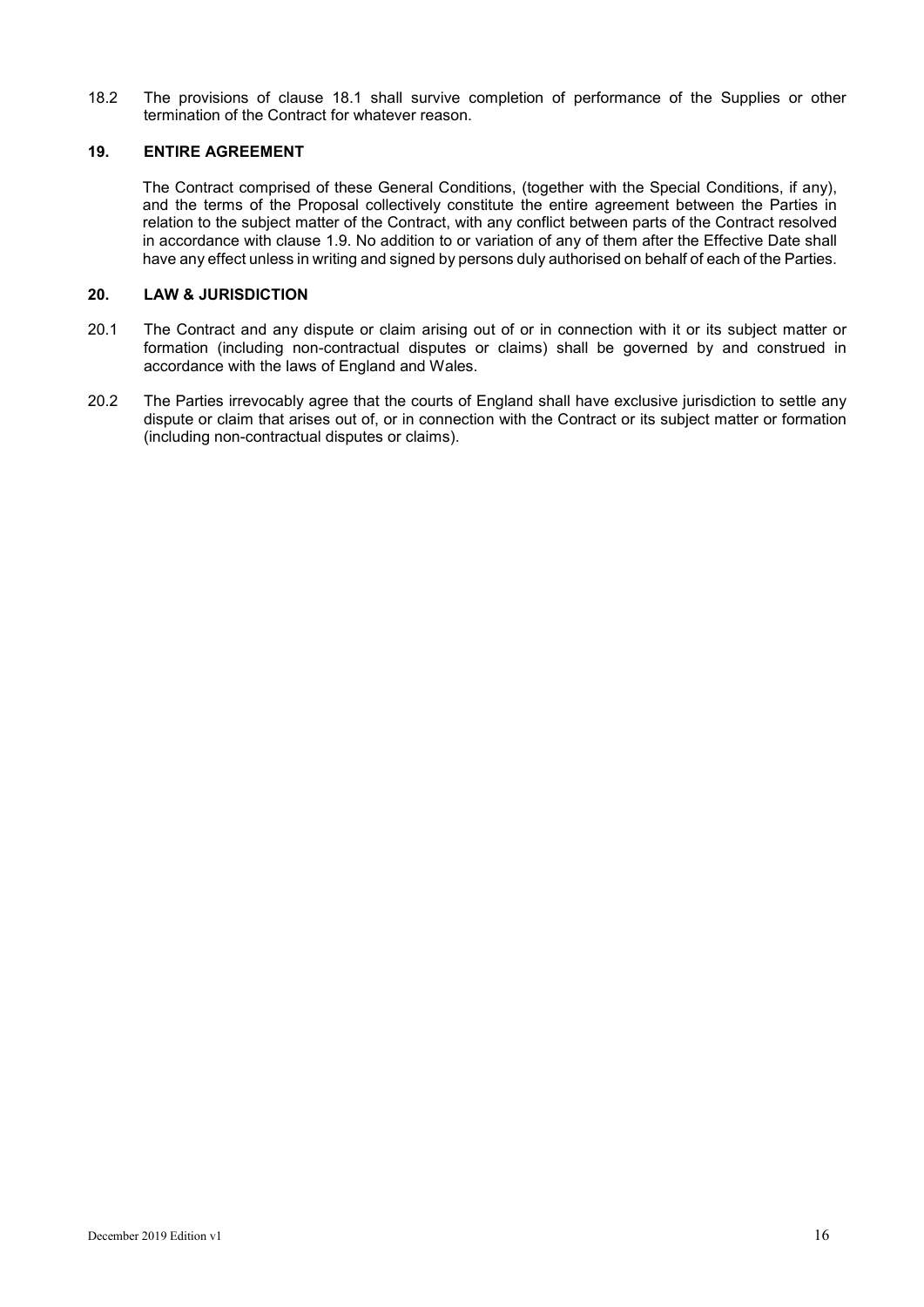18.2 The provisions of clause 18.1 shall survive completion of performance of the Supplies or other termination of the Contract for whatever reason.

## 19. ENTIRE AGREEMENT

The Contract comprised of these General Conditions, (together with the Special Conditions, if any), and the terms of the Proposal collectively constitute the entire agreement between the Parties in relation to the subject matter of the Contract, with any conflict between parts of the Contract resolved in accordance with clause 1.9. No addition to or variation of any of them after the Effective Date shall have any effect unless in writing and signed by persons duly authorised on behalf of each of the Parties.

## 20. LAW & JURISDICTION

20.1 The Contract and any dispute or claim arising out of or in connection with it or its subject matter or formation (including non-contractual disputes or claims) shall be governed by and construed in accordance with the laws of England and Wales.

20.2 The Parties irrevocably agree that the courts of England shall have exclusive jurisdiction to settle any dispute or claim that arises out of, or in connection with the Contract or its subject matter or formation (including non-contractual disputes or claims).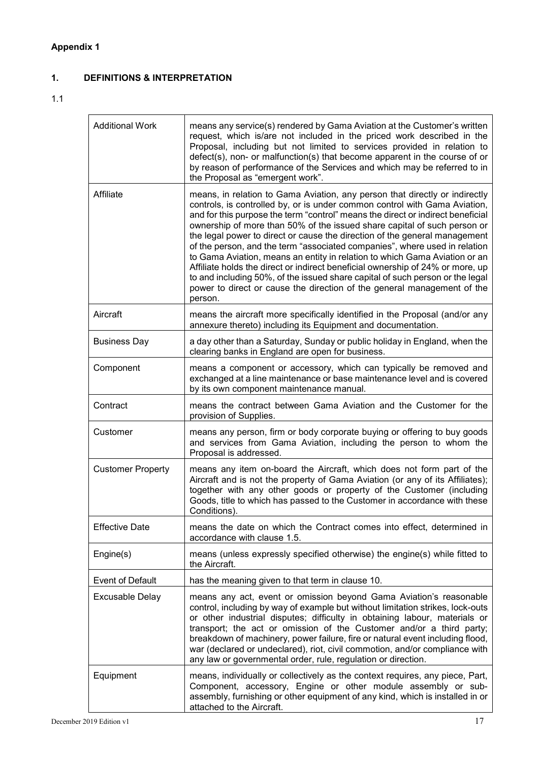**Appendix 1**

## 1. DEFINITIONS & INTERPRETATION

1.1

| | |
|---|---|
| Additional Work | means any service(s) rendered by Gama Aviation at the Customer's written request, which is/are not included in the priced work described in the Proposal, including but not limited to services provided in relation to defect(s), non- or malfunction(s) that become apparent in the course of or by reason of performance of the Services and which may be referred to in the Proposal as "emergent work". |
| Affiliate | means, in relation to Gama Aviation, any person that directly or indirectly controls, is controlled by, or is under common control with Gama Aviation, and for this purpose the term "control" means the direct or indirect beneficial ownership of more than 50% of the issued share capital of such person or the legal power to direct or cause the direction of the general management of the person, and the term "associated companies", where used in relation to Gama Aviation, means an entity in relation to which Gama Aviation or an Affiliate holds the direct or indirect beneficial ownership of 24% or more, up to and including 50%, of the issued share capital of such person or the legal power to direct or cause the direction of the general management of the person. |
| Aircraft | means the aircraft more specifically identified in the Proposal (and/or any annexure thereto) including its Equipment and documentation. |
| Business Day | a day other than a Saturday, Sunday or public holiday in England, when the clearing banks in England are open for business. |
| Component | means a component or accessory, which can typically be removed and exchanged at a line maintenance or base maintenance level and is covered by its own component maintenance manual. |
| Contract | means the contract between Gama Aviation and the Customer for the provision of Supplies. |
| Customer | means any person, firm or body corporate buying or offering to buy goods and services from Gama Aviation, including the person to whom the Proposal is addressed. |
| Customer Property | means any item on-board the Aircraft, which does not form part of the Aircraft and is not the property of Gama Aviation (or any of its Affiliates); together with any other goods or property of the Customer (including Goods, title to which has passed to the Customer in accordance with these Conditions). |
| Effective Date | means the date on which the Contract comes into effect, determined in accordance with clause 1.5. |
| Engine(s) | means (unless expressly specified otherwise) the engine(s) while fitted to the Aircraft. |
| Event of Default | has the meaning given to that term in clause 10. |
| Excusable Delay | means any act, event or omission beyond Gama Aviation's reasonable control, including by way of example but without limitation strikes, lock-outs or other industrial disputes; difficulty in obtaining labour, materials or transport; the act or omission of the Customer and/or a third party; breakdown of machinery, power failure, fire or natural event including flood, war (declared or undeclared), riot, civil commotion, and/or compliance with any law or governmental order, rule, regulation or direction. |
| Equipment | means, individually or collectively as the context requires, any piece, Part, Component, accessory, Engine or other module assembly or sub-assembly, furnishing or other equipment of any kind, which is installed in or attached to the Aircraft. |

December 2019 Edition v1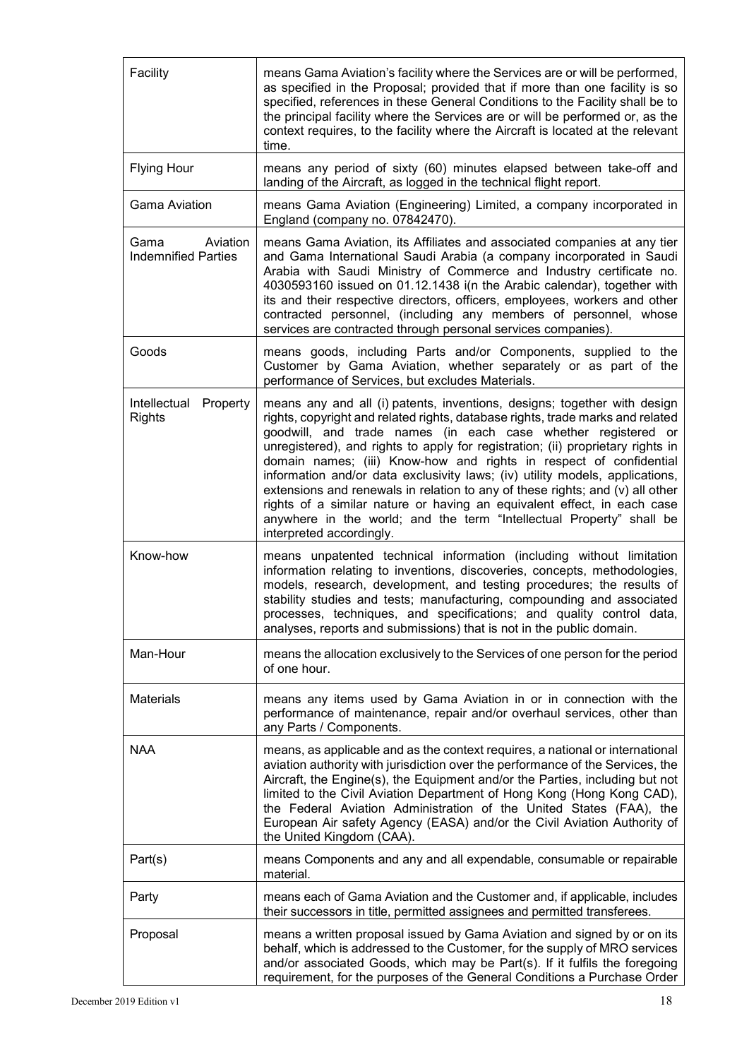| | |
|---|---|
| Facility | means Gama Aviation's facility where the Services are or will be performed, as specified in the Proposal; provided that if more than one facility is so specified, references in these General Conditions to the Facility shall be to the principal facility where the Services are or will be performed or, as the context requires, to the facility where the Aircraft is located at the relevant time. |
| Flying Hour | means any period of sixty (60) minutes elapsed between take-off and landing of the Aircraft, as logged in the technical flight report. |
| Gama Aviation | means Gama Aviation (Engineering) Limited, a company incorporated in England (company no. 07842470). |
| Gama Aviation Indemnified Parties | means Gama Aviation, its Affiliates and associated companies at any tier and Gama International Saudi Arabia (a company incorporated in Saudi Arabia with Saudi Ministry of Commerce and Industry certificate no. 4030593160 issued on 01.12.1438 i(n the Arabic calendar), together with its and their respective directors, officers, employees, workers and other contracted personnel, (including any members of personnel, whose services are contracted through personal services companies). |
| Goods | means goods, including Parts and/or Components, supplied to the Customer by Gama Aviation, whether separately or as part of the performance of Services, but excludes Materials. |
| Intellectual Property Rights | means any and all (i) patents, inventions, designs; together with design rights, copyright and related rights, database rights, trade marks and related goodwill, and trade names (in each case whether registered or unregistered), and rights to apply for registration; (ii) proprietary rights in domain names; (iii) Know-how and rights in respect of confidential information and/or data exclusivity laws; (iv) utility models, applications, extensions and renewals in relation to any of these rights; and (v) all other rights of a similar nature or having an equivalent effect, in each case anywhere in the world; and the term "Intellectual Property" shall be interpreted accordingly. |
| Know-how | means unpatented technical information (including without limitation information relating to inventions, discoveries, concepts, methodologies, models, research, development, and testing procedures; the results of stability studies and tests; manufacturing, compounding and associated processes, techniques, and specifications; and quality control data, analyses, reports and submissions) that is not in the public domain. |
| Man-Hour | means the allocation exclusively to the Services of one person for the period of one hour. |
| Materials | means any items used by Gama Aviation in or in connection with the performance of maintenance, repair and/or overhaul services, other than any Parts / Components. |
| NAA | means, as applicable and as the context requires, a national or international aviation authority with jurisdiction over the performance of the Services, the Aircraft, the Engine(s), the Equipment and/or the Parties, including but not limited to the Civil Aviation Department of Hong Kong (Hong Kong CAD), the Federal Aviation Administration of the United States (FAA), the European Air safety Agency (EASA) and/or the Civil Aviation Authority of the United Kingdom (CAA). |
| Part(s) | means Components and any and all expendable, consumable or repairable material. |
| Party | means each of Gama Aviation and the Customer and, if applicable, includes their successors in title, permitted assignees and permitted transferees. |
| Proposal | means a written proposal issued by Gama Aviation and signed by or on its behalf, which is addressed to the Customer, for the supply of MRO services and/or associated Goods, which may be Part(s). If it fulfils the foregoing requirement, for the purposes of the General Conditions a Purchase Order |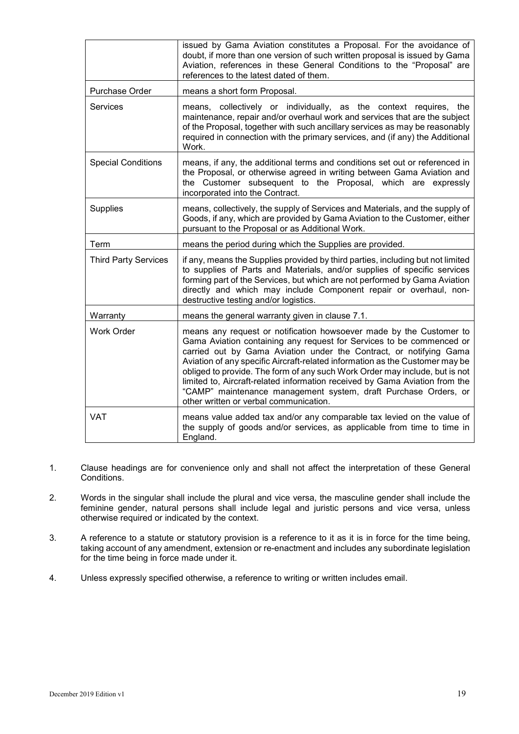| | |
|---|---|
| | issued by Gama Aviation constitutes a Proposal. For the avoidance of doubt, if more than one version of such written proposal is issued by Gama Aviation, references in these General Conditions to the "Proposal" are references to the latest dated of them. |
| Purchase Order | means a short form Proposal. |
| Services | means, collectively or individually, as the context requires, the maintenance, repair and/or overhaul work and services that are the subject of the Proposal, together with such ancillary services as may be reasonably required in connection with the primary services, and (if any) the Additional Work. |
| Special Conditions | means, if any, the additional terms and conditions set out or referenced in the Proposal, or otherwise agreed in writing between Gama Aviation and the Customer subsequent to the Proposal, which are expressly incorporated into the Contract. |
| Supplies | means, collectively, the supply of Services and Materials, and the supply of Goods, if any, which are provided by Gama Aviation to the Customer, either pursuant to the Proposal or as Additional Work. |
| Term | means the period during which the Supplies are provided. |
| Third Party Services | if any, means the Supplies provided by third parties, including but not limited to supplies of Parts and Materials, and/or supplies of specific services forming part of the Services, but which are not performed by Gama Aviation directly and which may include Component repair or overhaul, non-destructive testing and/or logistics. |
| Warranty | means the general warranty given in clause 7.1. |
| Work Order | means any request or notification howsoever made by the Customer to Gama Aviation containing any request for Services to be commenced or carried out by Gama Aviation under the Contract, or notifying Gama Aviation of any specific Aircraft-related information as the Customer may be obliged to provide. The form of any such Work Order may include, but is not limited to, Aircraft-related information received by Gama Aviation from the "CAMP" maintenance management system, draft Purchase Orders, or other written or verbal communication. |
| VAT | means value added tax and/or any comparable tax levied on the value of the supply of goods and/or services, as applicable from time to time in England. |

1. Clause headings are for convenience only and shall not affect the interpretation of these General Conditions.

2. Words in the singular shall include the plural and vice versa, the masculine gender shall include the feminine gender, natural persons shall include legal and juristic persons and vice versa, unless otherwise required or indicated by the context.

3. A reference to a statute or statutory provision is a reference to it as it is in force for the time being, taking account of any amendment, extension or re-enactment and includes any subordinate legislation for the time being in force made under it.

4. Unless expressly specified otherwise, a reference to writing or written includes email.

December 2019 Edition v1